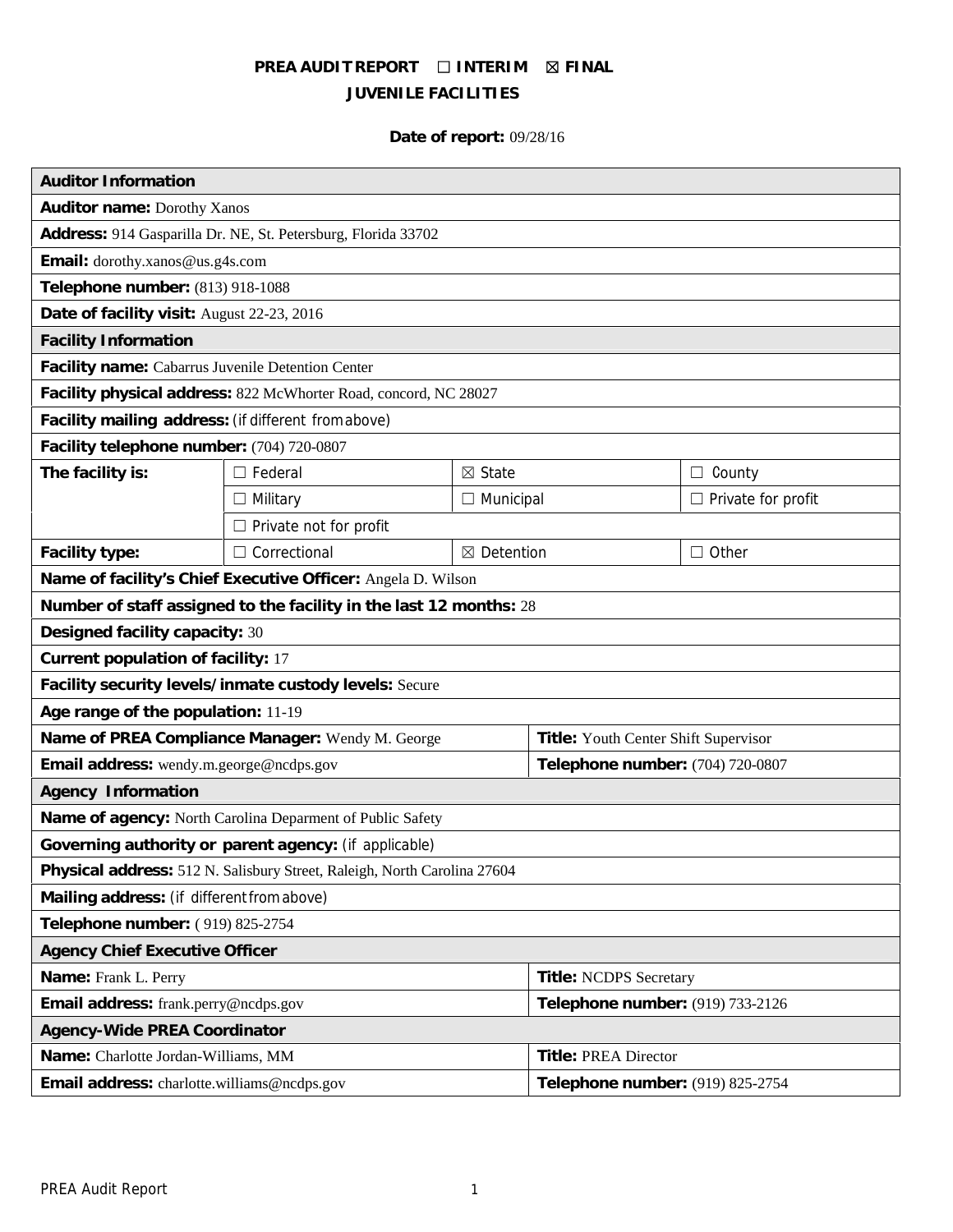**PREA AUDIT REPORT ☐ INTERIM ☒ FINAL**
**JUVENILE FACILITIES**

**Date of report:** 09/28/16

| **Auditor Information** | | | |
|---|---|---|---|
| **Auditor name:** Dorothy Xanos | | | |
| **Address:** 914 Gasparilla Dr. NE, St. Petersburg, Florida 33702 | | | |
| **Email:** dorothy.xanos@us.g4s.com | | | |
| **Telephone number:** (813) 918-1088 | | | |
| **Date of facility visit:** August 22-23, 2016 | | | |
| **Facility Information** | | | |
| **Facility name:** Cabarrus Juvenile Detention Center | | | |
| **Facility physical address:** 822 McWhorter Road, concord, NC 28027 | | | |
| **Facility mailing address:** (if different from above) | | | |
| **Facility telephone number:** (704) 720-0807 | | | |
| **The facility is:** | ☐ Federal | ☒ State | ☐ County |
| | ☐ Military | ☐ Municipal | ☐ Private for profit |
| | ☐ Private not for profit | | |
| **Facility type:** | ☐ Correctional | ☒ Detention | ☐ Other |
| **Name of facility's Chief Executive Officer:** Angela D. Wilson | | | |
| **Number of staff assigned to the facility in the last 12 months:** 28 | | | |
| **Designed facility capacity:** 30 | | | |
| **Current population of facility:** 17 | | | |
| **Facility security levels/inmate custody levels:** Secure | | | |
| **Age range of the population:** 11-19 | | | |
| **Name of PREA Compliance Manager:** Wendy M. George | | **Title:** Youth Center Shift Supervisor | |
| **Email address:** wendy.m.george@ncdps.gov | | **Telephone number:** (704) 720-0807 | |
| **Agency Information** | | | |
| **Name of agency:** North Carolina Deparment of Public Safety | | | |
| **Governing authority or parent agency:** (if applicable) | | | |
| **Physical address:** 512 N. Salisbury Street, Raleigh, North Carolina 27604 | | | |
| **Mailing address:** (if different from above) | | | |
| **Telephone number:** ( 919) 825-2754 | | | |
| **Agency Chief Executive Officer** | | | |
| **Name:** Frank L. Perry | | **Title:** NCDPS Secretary | |
| **Email address:** frank.perry@ncdps.gov | | **Telephone number:** (919) 733-2126 | |
| **Agency-Wide PREA Coordinator** | | | |
| **Name:** Charlotte Jordan-Williams, MM | | **Title:** PREA Director | |
| **Email address:** charlotte.williams@ncdps.gov | | **Telephone number:** (919) 825-2754 | |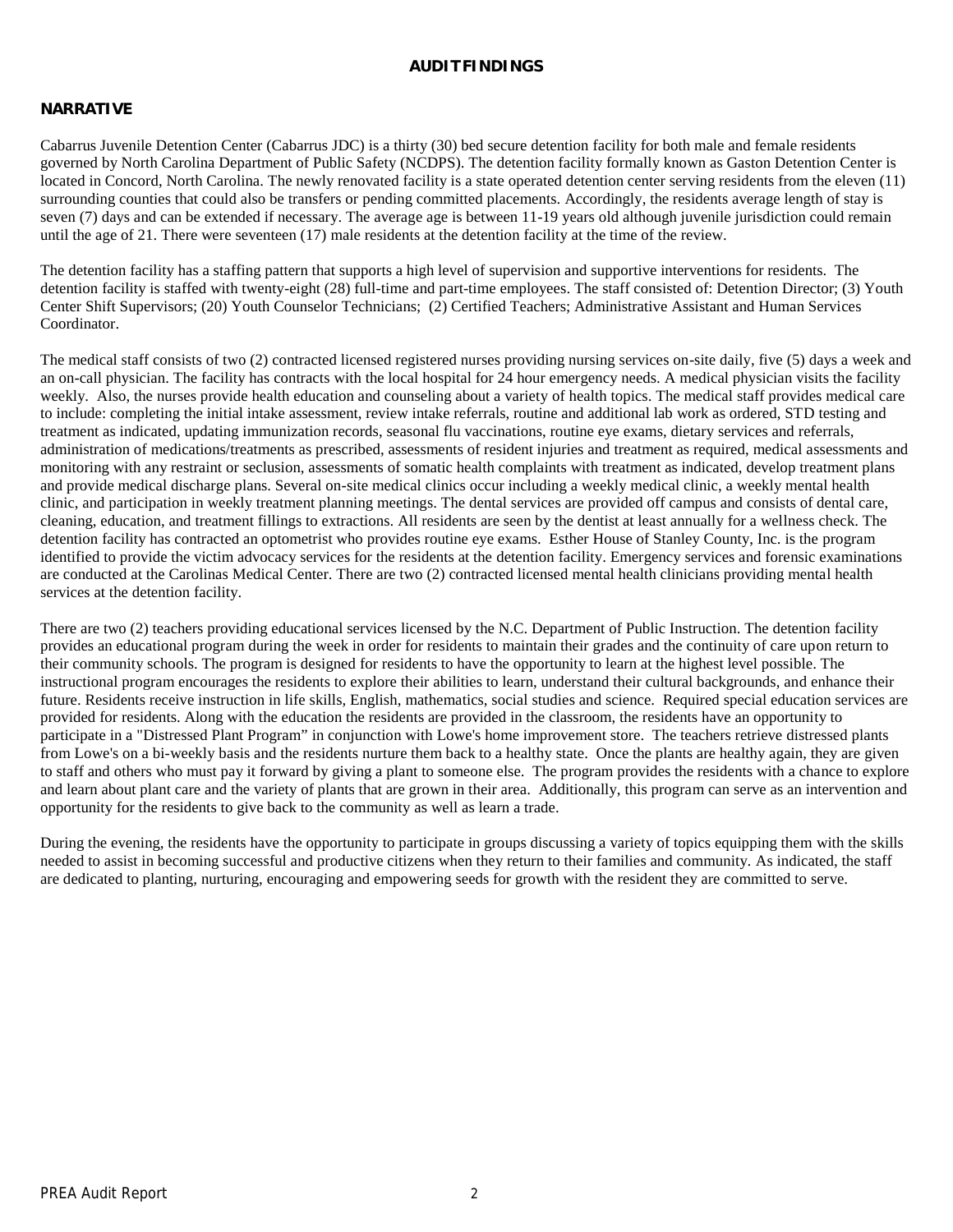# AUDIT FINDINGS

## NARRATIVE

Cabarrus Juvenile Detention Center (Cabarrus JDC) is a thirty (30) bed secure detention facility for both male and female residents governed by North Carolina Department of Public Safety (NCDPS). The detention facility formally known as Gaston Detention Center is located in Concord, North Carolina. The newly renovated facility is a state operated detention center serving residents from the eleven (11) surrounding counties that could also be transfers or pending committed placements. Accordingly, the residents average length of stay is seven (7) days and can be extended if necessary. The average age is between 11-19 years old although juvenile jurisdiction could remain until the age of 21. There were seventeen (17) male residents at the detention facility at the time of the review.

The detention facility has a staffing pattern that supports a high level of supervision and supportive interventions for residents. The detention facility is staffed with twenty-eight (28) full-time and part-time employees. The staff consisted of: Detention Director; (3) Youth Center Shift Supervisors; (20) Youth Counselor Technicians; (2) Certified Teachers; Administrative Assistant and Human Services Coordinator.

The medical staff consists of two (2) contracted licensed registered nurses providing nursing services on-site daily, five (5) days a week and an on-call physician. The facility has contracts with the local hospital for 24 hour emergency needs. A medical physician visits the facility weekly. Also, the nurses provide health education and counseling about a variety of health topics. The medical staff provides medical care to include: completing the initial intake assessment, review intake referrals, routine and additional lab work as ordered, STD testing and treatment as indicated, updating immunization records, seasonal flu vaccinations, routine eye exams, dietary services and referrals, administration of medications/treatments as prescribed, assessments of resident injuries and treatment as required, medical assessments and monitoring with any restraint or seclusion, assessments of somatic health complaints with treatment as indicated, develop treatment plans and provide medical discharge plans. Several on-site medical clinics occur including a weekly medical clinic, a weekly mental health clinic, and participation in weekly treatment planning meetings. The dental services are provided off campus and consists of dental care, cleaning, education, and treatment fillings to extractions. All residents are seen by the dentist at least annually for a wellness check. The detention facility has contracted an optometrist who provides routine eye exams. Esther House of Stanley County, Inc. is the program identified to provide the victim advocacy services for the residents at the detention facility. Emergency services and forensic examinations are conducted at the Carolinas Medical Center. There are two (2) contracted licensed mental health clinicians providing mental health services at the detention facility.

There are two (2) teachers providing educational services licensed by the N.C. Department of Public Instruction. The detention facility provides an educational program during the week in order for residents to maintain their grades and the continuity of care upon return to their community schools. The program is designed for residents to have the opportunity to learn at the highest level possible. The instructional program encourages the residents to explore their abilities to learn, understand their cultural backgrounds, and enhance their future. Residents receive instruction in life skills, English, mathematics, social studies and science. Required special education services are provided for residents. Along with the education the residents are provided in the classroom, the residents have an opportunity to participate in a "Distressed Plant Program" in conjunction with Lowe's home improvement store. The teachers retrieve distressed plants from Lowe's on a bi-weekly basis and the residents nurture them back to a healthy state. Once the plants are healthy again, they are given to staff and others who must pay it forward by giving a plant to someone else. The program provides the residents with a chance to explore and learn about plant care and the variety of plants that are grown in their area. Additionally, this program can serve as an intervention and opportunity for the residents to give back to the community as well as learn a trade.

During the evening, the residents have the opportunity to participate in groups discussing a variety of topics equipping them with the skills needed to assist in becoming successful and productive citizens when they return to their families and community. As indicated, the staff are dedicated to planting, nurturing, encouraging and empowering seeds for growth with the resident they are committed to serve.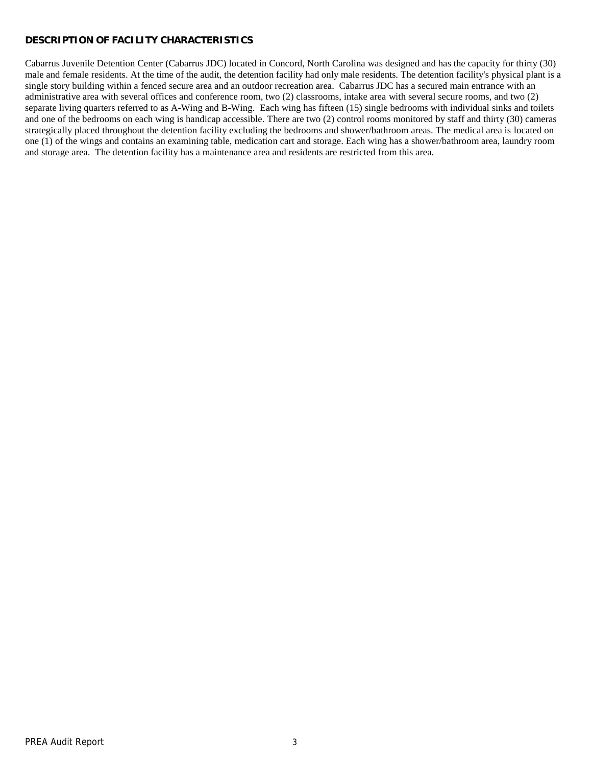**DESCRIPTION OF FACILITY CHARACTERISTICS**

Cabarrus Juvenile Detention Center (Cabarrus JDC) located in Concord, North Carolina was designed and has the capacity for thirty (30) male and female residents. At the time of the audit, the detention facility had only male residents. The detention facility's physical plant is a single story building within a fenced secure area and an outdoor recreation area. Cabarrus JDC has a secured main entrance with an administrative area with several offices and conference room, two (2) classrooms, intake area with several secure rooms, and two (2) separate living quarters referred to as A-Wing and B-Wing. Each wing has fifteen (15) single bedrooms with individual sinks and toilets and one of the bedrooms on each wing is handicap accessible. There are two (2) control rooms monitored by staff and thirty (30) cameras strategically placed throughout the detention facility excluding the bedrooms and shower/bathroom areas. The medical area is located on one (1) of the wings and contains an examining table, medication cart and storage. Each wing has a shower/bathroom area, laundry room and storage area. The detention facility has a maintenance area and residents are restricted from this area.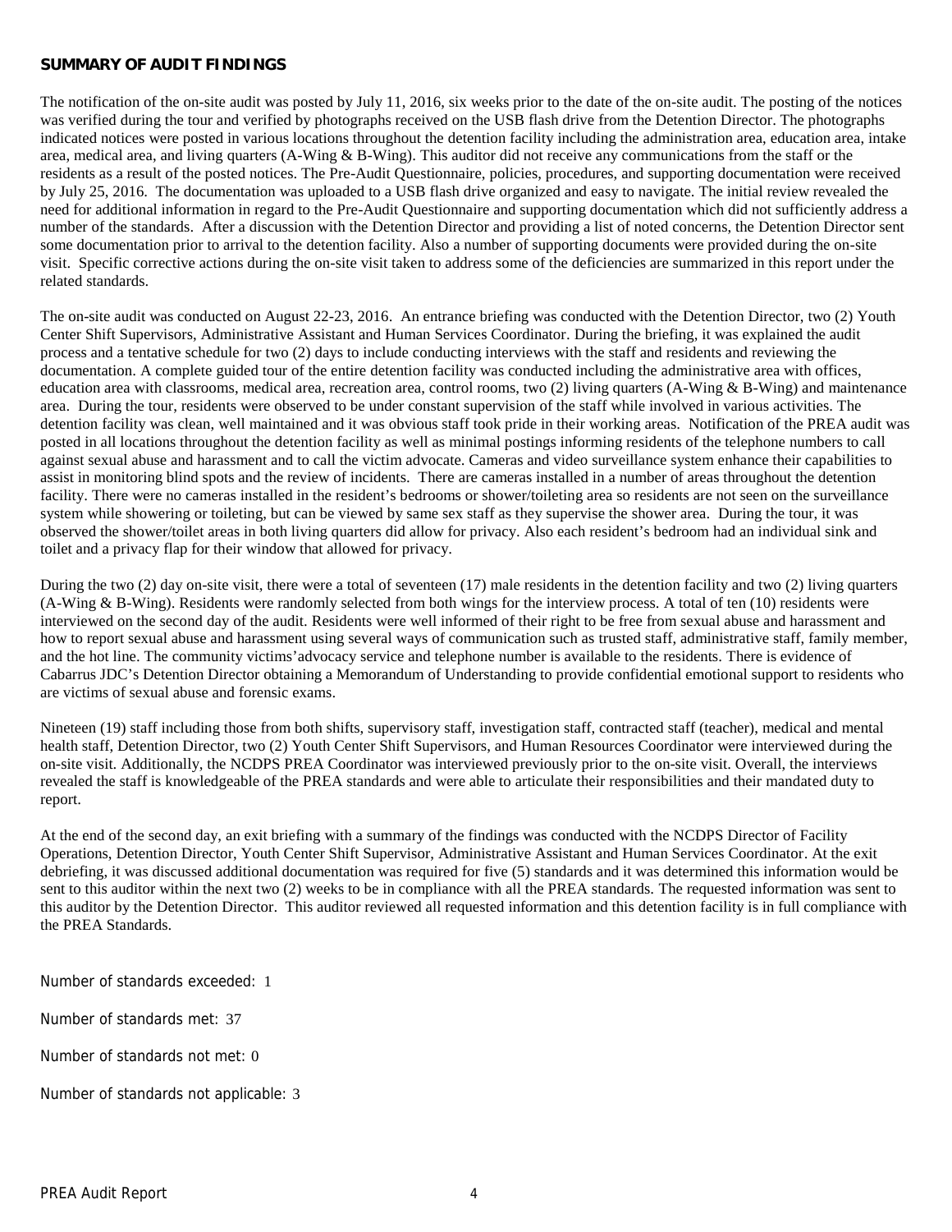## SUMMARY OF AUDIT FINDINGS

The notification of the on-site audit was posted by July 11, 2016, six weeks prior to the date of the on-site audit. The posting of the notices was verified during the tour and verified by photographs received on the USB flash drive from the Detention Director. The photographs indicated notices were posted in various locations throughout the detention facility including the administration area, education area, intake area, medical area, and living quarters (A-Wing & B-Wing). This auditor did not receive any communications from the staff or the residents as a result of the posted notices. The Pre-Audit Questionnaire, policies, procedures, and supporting documentation were received by July 25, 2016. The documentation was uploaded to a USB flash drive organized and easy to navigate. The initial review revealed the need for additional information in regard to the Pre-Audit Questionnaire and supporting documentation which did not sufficiently address a number of the standards. After a discussion with the Detention Director and providing a list of noted concerns, the Detention Director sent some documentation prior to arrival to the detention facility. Also a number of supporting documents were provided during the on-site visit. Specific corrective actions during the on-site visit taken to address some of the deficiencies are summarized in this report under the related standards.

The on-site audit was conducted on August 22-23, 2016. An entrance briefing was conducted with the Detention Director, two (2) Youth Center Shift Supervisors, Administrative Assistant and Human Services Coordinator. During the briefing, it was explained the audit process and a tentative schedule for two (2) days to include conducting interviews with the staff and residents and reviewing the documentation. A complete guided tour of the entire detention facility was conducted including the administrative area with offices, education area with classrooms, medical area, recreation area, control rooms, two (2) living quarters (A-Wing & B-Wing) and maintenance area. During the tour, residents were observed to be under constant supervision of the staff while involved in various activities. The detention facility was clean, well maintained and it was obvious staff took pride in their working areas. Notification of the PREA audit was posted in all locations throughout the detention facility as well as minimal postings informing residents of the telephone numbers to call against sexual abuse and harassment and to call the victim advocate. Cameras and video surveillance system enhance their capabilities to assist in monitoring blind spots and the review of incidents. There are cameras installed in a number of areas throughout the detention facility. There were no cameras installed in the resident's bedrooms or shower/toileting area so residents are not seen on the surveillance system while showering or toileting, but can be viewed by same sex staff as they supervise the shower area. During the tour, it was observed the shower/toilet areas in both living quarters did allow for privacy. Also each resident's bedroom had an individual sink and toilet and a privacy flap for their window that allowed for privacy.

During the two (2) day on-site visit, there were a total of seventeen (17) male residents in the detention facility and two (2) living quarters (A-Wing & B-Wing). Residents were randomly selected from both wings for the interview process. A total of ten (10) residents were interviewed on the second day of the audit. Residents were well informed of their right to be free from sexual abuse and harassment and how to report sexual abuse and harassment using several ways of communication such as trusted staff, administrative staff, family member, and the hot line. The community victims'advocacy service and telephone number is available to the residents. There is evidence of Cabarrus JDC's Detention Director obtaining a Memorandum of Understanding to provide confidential emotional support to residents who are victims of sexual abuse and forensic exams.

Nineteen (19) staff including those from both shifts, supervisory staff, investigation staff, contracted staff (teacher), medical and mental health staff, Detention Director, two (2) Youth Center Shift Supervisors, and Human Resources Coordinator were interviewed during the on-site visit. Additionally, the NCDPS PREA Coordinator was interviewed previously prior to the on-site visit. Overall, the interviews revealed the staff is knowledgeable of the PREA standards and were able to articulate their responsibilities and their mandated duty to report.

At the end of the second day, an exit briefing with a summary of the findings was conducted with the NCDPS Director of Facility Operations, Detention Director, Youth Center Shift Supervisor, Administrative Assistant and Human Services Coordinator. At the exit debriefing, it was discussed additional documentation was required for five (5) standards and it was determined this information would be sent to this auditor within the next two (2) weeks to be in compliance with all the PREA standards. The requested information was sent to this auditor by the Detention Director. This auditor reviewed all requested information and this detention facility is in full compliance with the PREA Standards.

Number of standards exceeded: 1

Number of standards met: 37

Number of standards not met: 0

Number of standards not applicable: 3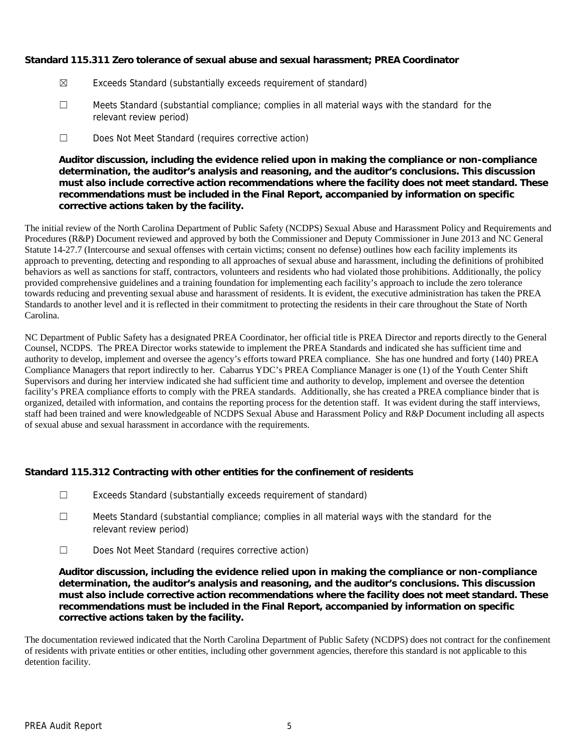**Standard 115.311 Zero tolerance of sexual abuse and sexual harassment; PREA Coordinator**

☒ Exceeds Standard (substantially exceeds requirement of standard)

☐ Meets Standard (substantial compliance; complies in all material ways with the standard for the relevant review period)

☐ Does Not Meet Standard (requires corrective action)

**Auditor discussion, including the evidence relied upon in making the compliance or non-compliance determination, the auditor's analysis and reasoning, and the auditor's conclusions. This discussion must also include corrective action recommendations where the facility does not meet standard. These recommendations must be included in the Final Report, accompanied by information on specific corrective actions taken by the facility.**

The initial review of the North Carolina Department of Public Safety (NCDPS) Sexual Abuse and Harassment Policy and Requirements and Procedures (R&P) Document reviewed and approved by both the Commissioner and Deputy Commissioner in June 2013 and NC General Statute 14-27.7 (Intercourse and sexual offenses with certain victims; consent no defense) outlines how each facility implements its approach to preventing, detecting and responding to all approaches of sexual abuse and harassment, including the definitions of prohibited behaviors as well as sanctions for staff, contractors, volunteers and residents who had violated those prohibitions. Additionally, the policy provided comprehensive guidelines and a training foundation for implementing each facility's approach to include the zero tolerance towards reducing and preventing sexual abuse and harassment of residents. It is evident, the executive administration has taken the PREA Standards to another level and it is reflected in their commitment to protecting the residents in their care throughout the State of North Carolina.

NC Department of Public Safety has a designated PREA Coordinator, her official title is PREA Director and reports directly to the General Counsel, NCDPS. The PREA Director works statewide to implement the PREA Standards and indicated she has sufficient time and authority to develop, implement and oversee the agency's efforts toward PREA compliance. She has one hundred and forty (140) PREA Compliance Managers that report indirectly to her. Cabarrus YDC's PREA Compliance Manager is one (1) of the Youth Center Shift Supervisors and during her interview indicated she had sufficient time and authority to develop, implement and oversee the detention facility's PREA compliance efforts to comply with the PREA standards. Additionally, she has created a PREA compliance binder that is organized, detailed with information, and contains the reporting process for the detention staff. It was evident during the staff interviews, staff had been trained and were knowledgeable of NCDPS Sexual Abuse and Harassment Policy and R&P Document including all aspects of sexual abuse and sexual harassment in accordance with the requirements.

**Standard 115.312 Contracting with other entities for the confinement of residents**

☐ Exceeds Standard (substantially exceeds requirement of standard)

☐ Meets Standard (substantial compliance; complies in all material ways with the standard for the relevant review period)

☐ Does Not Meet Standard (requires corrective action)

**Auditor discussion, including the evidence relied upon in making the compliance or non-compliance determination, the auditor's analysis and reasoning, and the auditor's conclusions. This discussion must also include corrective action recommendations where the facility does not meet standard. These recommendations must be included in the Final Report, accompanied by information on specific corrective actions taken by the facility.**

The documentation reviewed indicated that the North Carolina Department of Public Safety (NCDPS) does not contract for the confinement of residents with private entities or other entities, including other government agencies, therefore this standard is not applicable to this detention facility.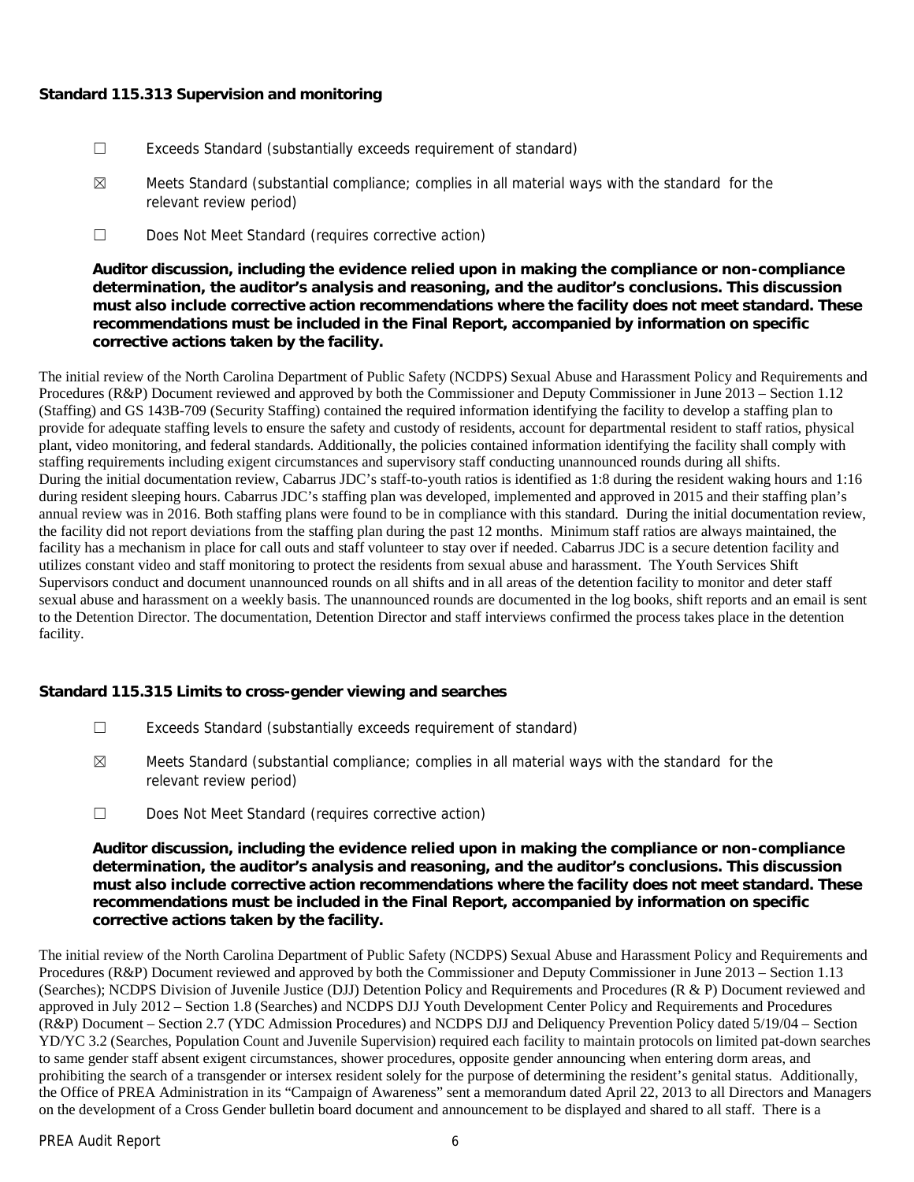**Standard 115.313 Supervision and monitoring**

☐ Exceeds Standard (substantially exceeds requirement of standard)

☒ Meets Standard (substantial compliance; complies in all material ways with the standard for the relevant review period)

☐ Does Not Meet Standard (requires corrective action)

**Auditor discussion, including the evidence relied upon in making the compliance or non-compliance determination, the auditor's analysis and reasoning, and the auditor's conclusions. This discussion must also include corrective action recommendations where the facility does not meet standard. These recommendations must be included in the Final Report, accompanied by information on specific corrective actions taken by the facility.**

The initial review of the North Carolina Department of Public Safety (NCDPS) Sexual Abuse and Harassment Policy and Requirements and Procedures (R&P) Document reviewed and approved by both the Commissioner and Deputy Commissioner in June 2013 – Section 1.12 (Staffing) and GS 143B-709 (Security Staffing) contained the required information identifying the facility to develop a staffing plan to provide for adequate staffing levels to ensure the safety and custody of residents, account for departmental resident to staff ratios, physical plant, video monitoring, and federal standards. Additionally, the policies contained information identifying the facility shall comply with staffing requirements including exigent circumstances and supervisory staff conducting unannounced rounds during all shifts.
During the initial documentation review, Cabarrus JDC's staff-to-youth ratios is identified as 1:8 during the resident waking hours and 1:16 during resident sleeping hours. Cabarrus JDC's staffing plan was developed, implemented and approved in 2015 and their staffing plan's annual review was in 2016. Both staffing plans were found to be in compliance with this standard. During the initial documentation review, the facility did not report deviations from the staffing plan during the past 12 months. Minimum staff ratios are always maintained, the facility has a mechanism in place for call outs and staff volunteer to stay over if needed. Cabarrus JDC is a secure detention facility and utilizes constant video and staff monitoring to protect the residents from sexual abuse and harassment. The Youth Services Shift Supervisors conduct and document unannounced rounds on all shifts and in all areas of the detention facility to monitor and deter staff sexual abuse and harassment on a weekly basis. The unannounced rounds are documented in the log books, shift reports and an email is sent to the Detention Director. The documentation, Detention Director and staff interviews confirmed the process takes place in the detention facility.

**Standard 115.315 Limits to cross-gender viewing and searches**

☐ Exceeds Standard (substantially exceeds requirement of standard)

☒ Meets Standard (substantial compliance; complies in all material ways with the standard for the relevant review period)

☐ Does Not Meet Standard (requires corrective action)

**Auditor discussion, including the evidence relied upon in making the compliance or non-compliance determination, the auditor's analysis and reasoning, and the auditor's conclusions. This discussion must also include corrective action recommendations where the facility does not meet standard. These recommendations must be included in the Final Report, accompanied by information on specific corrective actions taken by the facility.**

The initial review of the North Carolina Department of Public Safety (NCDPS) Sexual Abuse and Harassment Policy and Requirements and Procedures (R&P) Document reviewed and approved by both the Commissioner and Deputy Commissioner in June 2013 – Section 1.13 (Searches); NCDPS Division of Juvenile Justice (DJJ) Detention Policy and Requirements and Procedures (R & P) Document reviewed and approved in July 2012 – Section 1.8 (Searches) and NCDPS DJJ Youth Development Center Policy and Requirements and Procedures (R&P) Document – Section 2.7 (YDC Admission Procedures) and NCDPS DJJ and Deliquency Prevention Policy dated 5/19/04 – Section YD/YC 3.2 (Searches, Population Count and Juvenile Supervision) required each facility to maintain protocols on limited pat-down searches to same gender staff absent exigent circumstances, shower procedures, opposite gender announcing when entering dorm areas, and prohibiting the search of a transgender or intersex resident solely for the purpose of determining the resident's genital status. Additionally, the Office of PREA Administration in its "Campaign of Awareness" sent a memorandum dated April 22, 2013 to all Directors and Managers on the development of a Cross Gender bulletin board document and announcement to be displayed and shared to all staff. There is a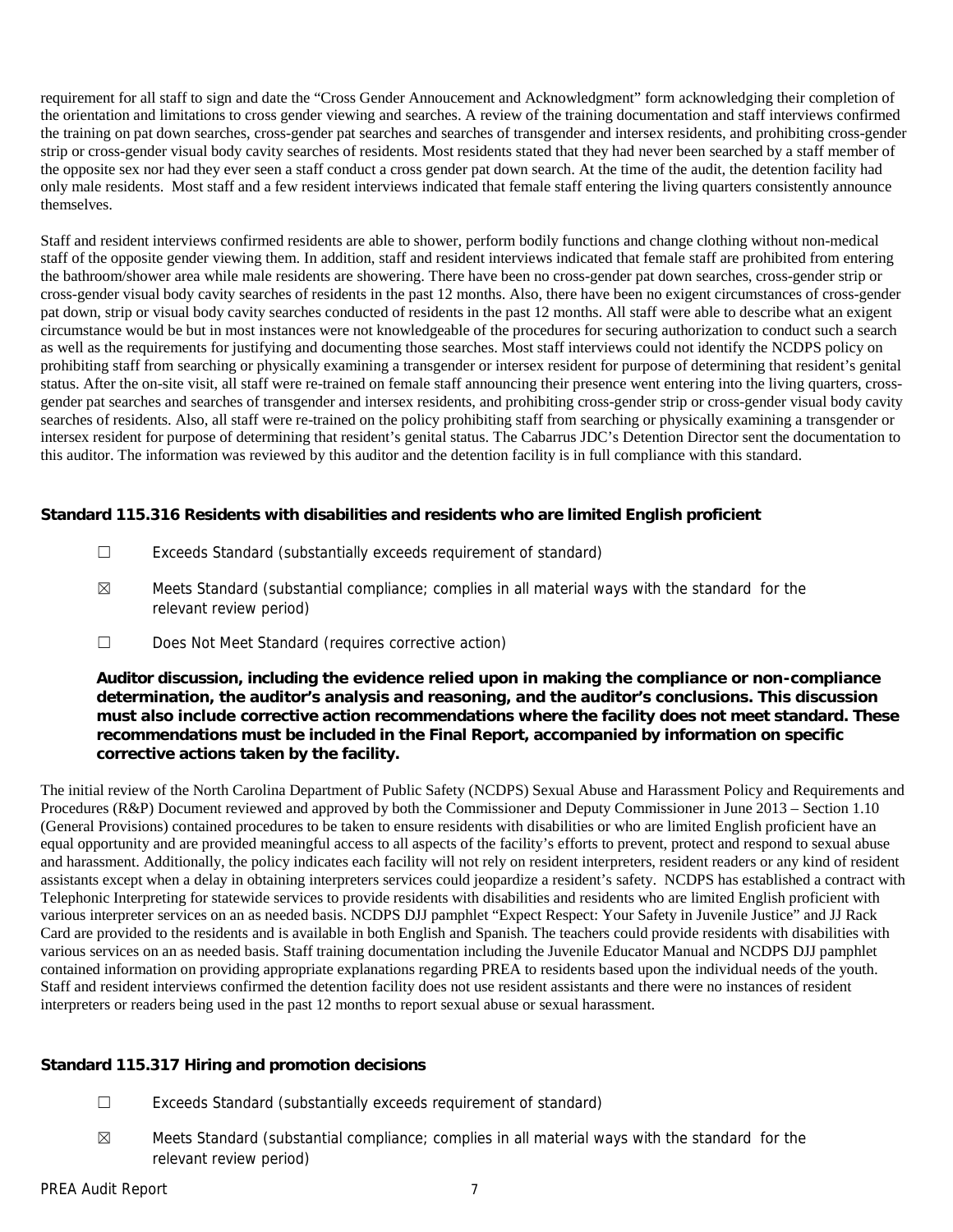requirement for all staff to sign and date the "Cross Gender Annoucement and Acknowledgment" form acknowledging their completion of the orientation and limitations to cross gender viewing and searches. A review of the training documentation and staff interviews confirmed the training on pat down searches, cross-gender pat searches and searches of transgender and intersex residents, and prohibiting cross-gender strip or cross-gender visual body cavity searches of residents. Most residents stated that they had never been searched by a staff member of the opposite sex nor had they ever seen a staff conduct a cross gender pat down search. At the time of the audit, the detention facility had only male residents. Most staff and a few resident interviews indicated that female staff entering the living quarters consistently announce themselves.

Staff and resident interviews confirmed residents are able to shower, perform bodily functions and change clothing without non-medical staff of the opposite gender viewing them. In addition, staff and resident interviews indicated that female staff are prohibited from entering the bathroom/shower area while male residents are showering. There have been no cross-gender pat down searches, cross-gender strip or cross-gender visual body cavity searches of residents in the past 12 months. Also, there have been no exigent circumstances of cross-gender pat down, strip or visual body cavity searches conducted of residents in the past 12 months. All staff were able to describe what an exigent circumstance would be but in most instances were not knowledgeable of the procedures for securing authorization to conduct such a search as well as the requirements for justifying and documenting those searches. Most staff interviews could not identify the NCDPS policy on prohibiting staff from searching or physically examining a transgender or intersex resident for purpose of determining that resident's genital status. After the on-site visit, all staff were re-trained on female staff announcing their presence went entering into the living quarters, cross-gender pat searches and searches of transgender and intersex residents, and prohibiting cross-gender strip or cross-gender visual body cavity searches of residents. Also, all staff were re-trained on the policy prohibiting staff from searching or physically examining a transgender or intersex resident for purpose of determining that resident's genital status. The Cabarrus JDC's Detention Director sent the documentation to this auditor. The information was reviewed by this auditor and the detention facility is in full compliance with this standard.

### Standard 115.316 Residents with disabilities and residents who are limited English proficient

☐ Exceeds Standard (substantially exceeds requirement of standard)

☒ Meets Standard (substantial compliance; complies in all material ways with the standard for the relevant review period)

☐ Does Not Meet Standard (requires corrective action)

**Auditor discussion, including the evidence relied upon in making the compliance or non-compliance determination, the auditor's analysis and reasoning, and the auditor's conclusions. This discussion must also include corrective action recommendations where the facility does not meet standard. These recommendations must be included in the Final Report, accompanied by information on specific corrective actions taken by the facility.**

The initial review of the North Carolina Department of Public Safety (NCDPS) Sexual Abuse and Harassment Policy and Requirements and Procedures (R&P) Document reviewed and approved by both the Commissioner and Deputy Commissioner in June 2013 – Section 1.10 (General Provisions) contained procedures to be taken to ensure residents with disabilities or who are limited English proficient have an equal opportunity and are provided meaningful access to all aspects of the facility's efforts to prevent, protect and respond to sexual abuse and harassment. Additionally, the policy indicates each facility will not rely on resident interpreters, resident readers or any kind of resident assistants except when a delay in obtaining interpreters services could jeopardize a resident's safety. NCDPS has established a contract with Telephonic Interpreting for statewide services to provide residents with disabilities and residents who are limited English proficient with various interpreter services on an as needed basis. NCDPS DJJ pamphlet "Expect Respect: Your Safety in Juvenile Justice" and JJ Rack Card are provided to the residents and is available in both English and Spanish. The teachers could provide residents with disabilities with various services on an as needed basis. Staff training documentation including the Juvenile Educator Manual and NCDPS DJJ pamphlet contained information on providing appropriate explanations regarding PREA to residents based upon the individual needs of the youth. Staff and resident interviews confirmed the detention facility does not use resident assistants and there were no instances of resident interpreters or readers being used in the past 12 months to report sexual abuse or sexual harassment.

### Standard 115.317 Hiring and promotion decisions

☐ Exceeds Standard (substantially exceeds requirement of standard)

☒ Meets Standard (substantial compliance; complies in all material ways with the standard for the relevant review period)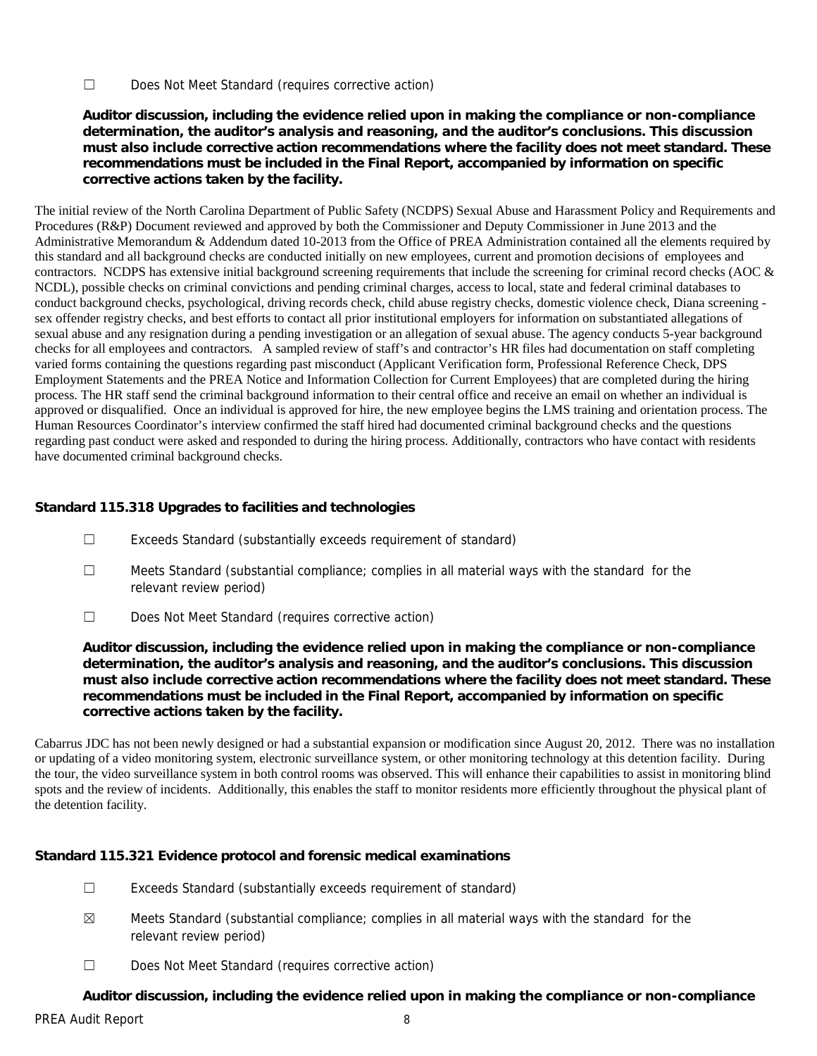☐ Does Not Meet Standard (requires corrective action)

**Auditor discussion, including the evidence relied upon in making the compliance or non-compliance determination, the auditor's analysis and reasoning, and the auditor's conclusions. This discussion must also include corrective action recommendations where the facility does not meet standard. These recommendations must be included in the Final Report, accompanied by information on specific corrective actions taken by the facility.**

The initial review of the North Carolina Department of Public Safety (NCDPS) Sexual Abuse and Harassment Policy and Requirements and Procedures (R&P) Document reviewed and approved by both the Commissioner and Deputy Commissioner in June 2013 and the Administrative Memorandum & Addendum dated 10-2013 from the Office of PREA Administration contained all the elements required by this standard and all background checks are conducted initially on new employees, current and promotion decisions of employees and contractors. NCDPS has extensive initial background screening requirements that include the screening for criminal record checks (AOC & NCDL), possible checks on criminal convictions and pending criminal charges, access to local, state and federal criminal databases to conduct background checks, psychological, driving records check, child abuse registry checks, domestic violence check, Diana screening - sex offender registry checks, and best efforts to contact all prior institutional employers for information on substantiated allegations of sexual abuse and any resignation during a pending investigation or an allegation of sexual abuse. The agency conducts 5-year background checks for all employees and contractors. A sampled review of staff's and contractor's HR files had documentation on staff completing varied forms containing the questions regarding past misconduct (Applicant Verification form, Professional Reference Check, DPS Employment Statements and the PREA Notice and Information Collection for Current Employees) that are completed during the hiring process. The HR staff send the criminal background information to their central office and receive an email on whether an individual is approved or disqualified. Once an individual is approved for hire, the new employee begins the LMS training and orientation process. The Human Resources Coordinator's interview confirmed the staff hired had documented criminal background checks and the questions regarding past conduct were asked and responded to during the hiring process. Additionally, contractors who have contact with residents have documented criminal background checks.

### Standard 115.318 Upgrades to facilities and technologies

☐ Exceeds Standard (substantially exceeds requirement of standard)

☐ Meets Standard (substantial compliance; complies in all material ways with the standard for the relevant review period)

☐ Does Not Meet Standard (requires corrective action)

**Auditor discussion, including the evidence relied upon in making the compliance or non-compliance determination, the auditor's analysis and reasoning, and the auditor's conclusions. This discussion must also include corrective action recommendations where the facility does not meet standard. These recommendations must be included in the Final Report, accompanied by information on specific corrective actions taken by the facility.**

Cabarrus JDC has not been newly designed or had a substantial expansion or modification since August 20, 2012. There was no installation or updating of a video monitoring system, electronic surveillance system, or other monitoring technology at this detention facility. During the tour, the video surveillance system in both control rooms was observed. This will enhance their capabilities to assist in monitoring blind spots and the review of incidents. Additionally, this enables the staff to monitor residents more efficiently throughout the physical plant of the detention facility.

### Standard 115.321 Evidence protocol and forensic medical examinations

☐ Exceeds Standard (substantially exceeds requirement of standard)

☒ Meets Standard (substantial compliance; complies in all material ways with the standard for the relevant review period)

☐ Does Not Meet Standard (requires corrective action)

**Auditor discussion, including the evidence relied upon in making the compliance or non-compliance**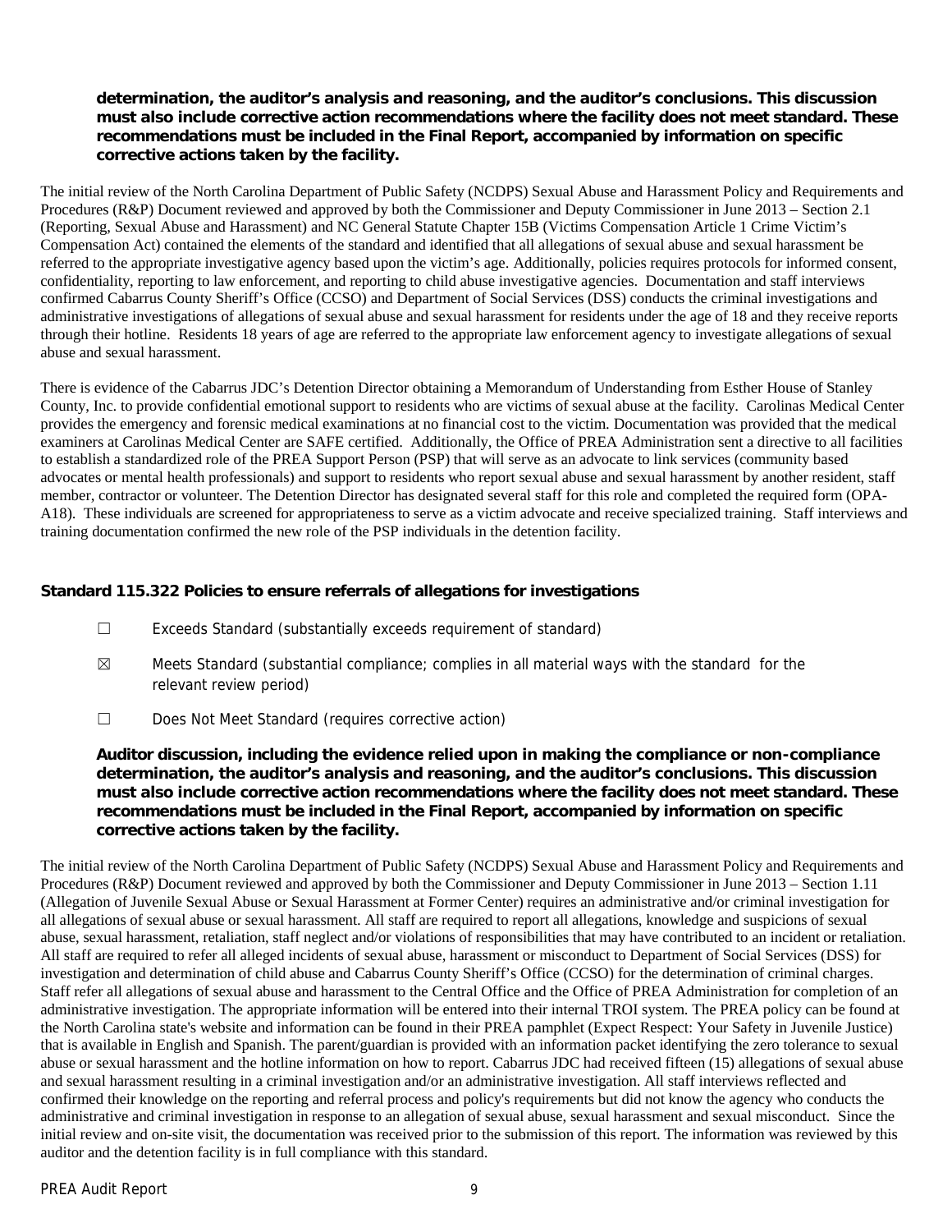**determination, the auditor's analysis and reasoning, and the auditor's conclusions. This discussion must also include corrective action recommendations where the facility does not meet standard. These recommendations must be included in the Final Report, accompanied by information on specific corrective actions taken by the facility.**

The initial review of the North Carolina Department of Public Safety (NCDPS) Sexual Abuse and Harassment Policy and Requirements and Procedures (R&P) Document reviewed and approved by both the Commissioner and Deputy Commissioner in June 2013 – Section 2.1 (Reporting, Sexual Abuse and Harassment) and NC General Statute Chapter 15B (Victims Compensation Article 1 Crime Victim's Compensation Act) contained the elements of the standard and identified that all allegations of sexual abuse and sexual harassment be referred to the appropriate investigative agency based upon the victim's age. Additionally, policies requires protocols for informed consent, confidentiality, reporting to law enforcement, and reporting to child abuse investigative agencies. Documentation and staff interviews confirmed Cabarrus County Sheriff's Office (CCSO) and Department of Social Services (DSS) conducts the criminal investigations and administrative investigations of allegations of sexual abuse and sexual harassment for residents under the age of 18 and they receive reports through their hotline. Residents 18 years of age are referred to the appropriate law enforcement agency to investigate allegations of sexual abuse and sexual harassment.

There is evidence of the Cabarrus JDC's Detention Director obtaining a Memorandum of Understanding from Esther House of Stanley County, Inc. to provide confidential emotional support to residents who are victims of sexual abuse at the facility. Carolinas Medical Center provides the emergency and forensic medical examinations at no financial cost to the victim. Documentation was provided that the medical examiners at Carolinas Medical Center are SAFE certified. Additionally, the Office of PREA Administration sent a directive to all facilities to establish a standardized role of the PREA Support Person (PSP) that will serve as an advocate to link services (community based advocates or mental health professionals) and support to residents who report sexual abuse and sexual harassment by another resident, staff member, contractor or volunteer. The Detention Director has designated several staff for this role and completed the required form (OPA-A18). These individuals are screened for appropriateness to serve as a victim advocate and receive specialized training. Staff interviews and training documentation confirmed the new role of the PSP individuals in the detention facility.

### Standard 115.322 Policies to ensure referrals of allegations for investigations

☐ Exceeds Standard (substantially exceeds requirement of standard)

☒ Meets Standard (substantial compliance; complies in all material ways with the standard for the relevant review period)

☐ Does Not Meet Standard (requires corrective action)

**Auditor discussion, including the evidence relied upon in making the compliance or non-compliance determination, the auditor's analysis and reasoning, and the auditor's conclusions. This discussion must also include corrective action recommendations where the facility does not meet standard. These recommendations must be included in the Final Report, accompanied by information on specific corrective actions taken by the facility.**

The initial review of the North Carolina Department of Public Safety (NCDPS) Sexual Abuse and Harassment Policy and Requirements and Procedures (R&P) Document reviewed and approved by both the Commissioner and Deputy Commissioner in June 2013 – Section 1.11 (Allegation of Juvenile Sexual Abuse or Sexual Harassment at Former Center) requires an administrative and/or criminal investigation for all allegations of sexual abuse or sexual harassment. All staff are required to report all allegations, knowledge and suspicions of sexual abuse, sexual harassment, retaliation, staff neglect and/or violations of responsibilities that may have contributed to an incident or retaliation. All staff are required to refer all alleged incidents of sexual abuse, harassment or misconduct to Department of Social Services (DSS) for investigation and determination of child abuse and Cabarrus County Sheriff's Office (CCSO) for the determination of criminal charges. Staff refer all allegations of sexual abuse and harassment to the Central Office and the Office of PREA Administration for completion of an administrative investigation. The appropriate information will be entered into their internal TROI system. The PREA policy can be found at the North Carolina state's website and information can be found in their PREA pamphlet (Expect Respect: Your Safety in Juvenile Justice) that is available in English and Spanish. The parent/guardian is provided with an information packet identifying the zero tolerance to sexual abuse or sexual harassment and the hotline information on how to report. Cabarrus JDC had received fifteen (15) allegations of sexual abuse and sexual harassment resulting in a criminal investigation and/or an administrative investigation. All staff interviews reflected and confirmed their knowledge on the reporting and referral process and policy's requirements but did not know the agency who conducts the administrative and criminal investigation in response to an allegation of sexual abuse, sexual harassment and sexual misconduct. Since the initial review and on-site visit, the documentation was received prior to the submission of this report. The information was reviewed by this auditor and the detention facility is in full compliance with this standard.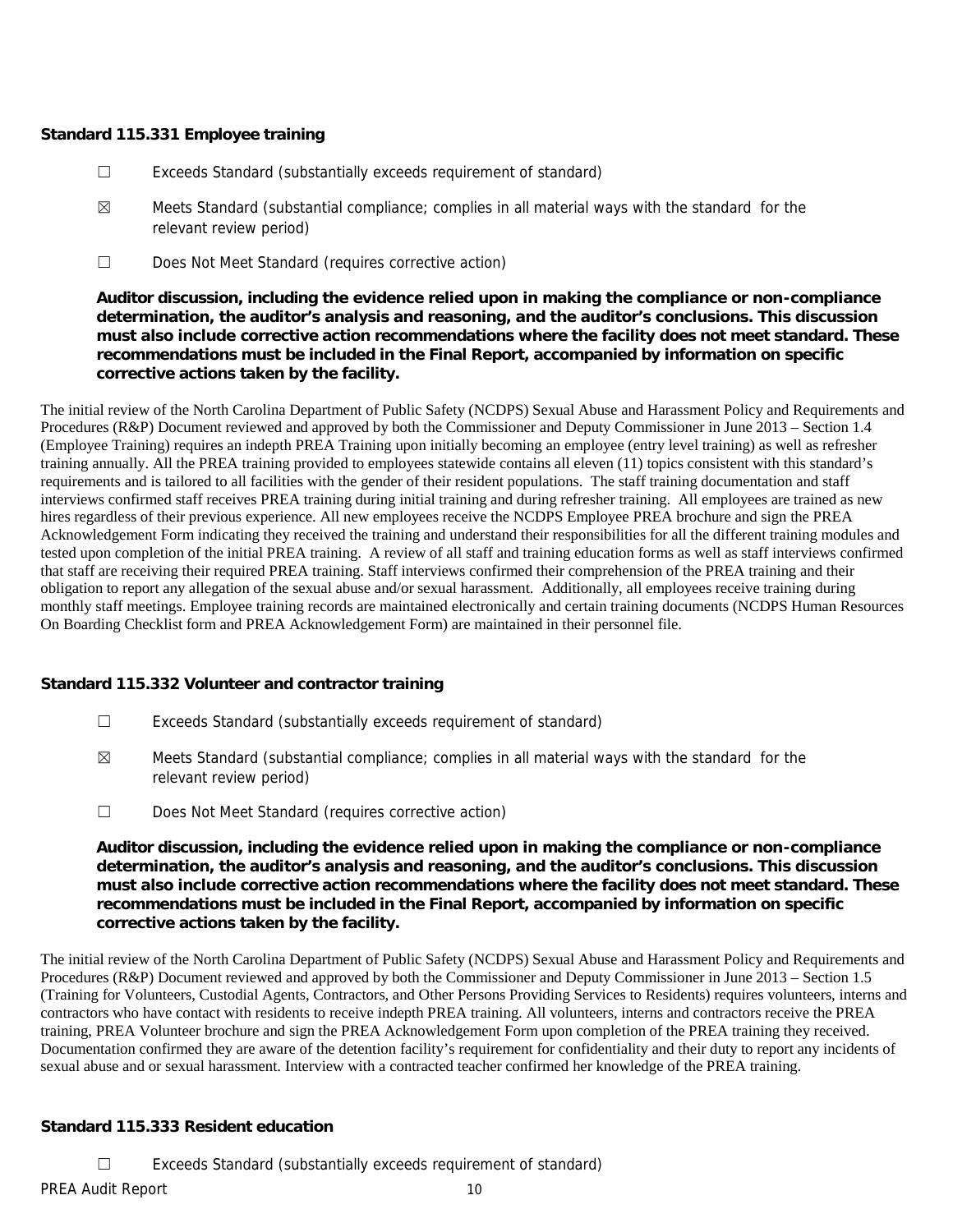### Standard 115.331 Employee training

☐ Exceeds Standard (substantially exceeds requirement of standard)

☒ Meets Standard (substantial compliance; complies in all material ways with the standard for the relevant review period)

☐ Does Not Meet Standard (requires corrective action)

**Auditor discussion, including the evidence relied upon in making the compliance or non-compliance determination, the auditor's analysis and reasoning, and the auditor's conclusions. This discussion must also include corrective action recommendations where the facility does not meet standard. These recommendations must be included in the Final Report, accompanied by information on specific corrective actions taken by the facility.**

The initial review of the North Carolina Department of Public Safety (NCDPS) Sexual Abuse and Harassment Policy and Requirements and Procedures (R&P) Document reviewed and approved by both the Commissioner and Deputy Commissioner in June 2013 – Section 1.4 (Employee Training) requires an indepth PREA Training upon initially becoming an employee (entry level training) as well as refresher training annually. All the PREA training provided to employees statewide contains all eleven (11) topics consistent with this standard's requirements and is tailored to all facilities with the gender of their resident populations. The staff training documentation and staff interviews confirmed staff receives PREA training during initial training and during refresher training. All employees are trained as new hires regardless of their previous experience. All new employees receive the NCDPS Employee PREA brochure and sign the PREA Acknowledgement Form indicating they received the training and understand their responsibilities for all the different training modules and tested upon completion of the initial PREA training. A review of all staff and training education forms as well as staff interviews confirmed that staff are receiving their required PREA training. Staff interviews confirmed their comprehension of the PREA training and their obligation to report any allegation of the sexual abuse and/or sexual harassment. Additionally, all employees receive training during monthly staff meetings. Employee training records are maintained electronically and certain training documents (NCDPS Human Resources On Boarding Checklist form and PREA Acknowledgement Form) are maintained in their personnel file.

### Standard 115.332 Volunteer and contractor training

☐ Exceeds Standard (substantially exceeds requirement of standard)

☒ Meets Standard (substantial compliance; complies in all material ways with the standard for the relevant review period)

☐ Does Not Meet Standard (requires corrective action)

**Auditor discussion, including the evidence relied upon in making the compliance or non-compliance determination, the auditor's analysis and reasoning, and the auditor's conclusions. This discussion must also include corrective action recommendations where the facility does not meet standard. These recommendations must be included in the Final Report, accompanied by information on specific corrective actions taken by the facility.**

The initial review of the North Carolina Department of Public Safety (NCDPS) Sexual Abuse and Harassment Policy and Requirements and Procedures (R&P) Document reviewed and approved by both the Commissioner and Deputy Commissioner in June 2013 – Section 1.5 (Training for Volunteers, Custodial Agents, Contractors, and Other Persons Providing Services to Residents) requires volunteers, interns and contractors who have contact with residents to receive indepth PREA training. All volunteers, interns and contractors receive the PREA training, PREA Volunteer brochure and sign the PREA Acknowledgement Form upon completion of the PREA training they received. Documentation confirmed they are aware of the detention facility's requirement for confidentiality and their duty to report any incidents of sexual abuse and or sexual harassment. Interview with a contracted teacher confirmed her knowledge of the PREA training.

### Standard 115.333 Resident education

☐ Exceeds Standard (substantially exceeds requirement of standard)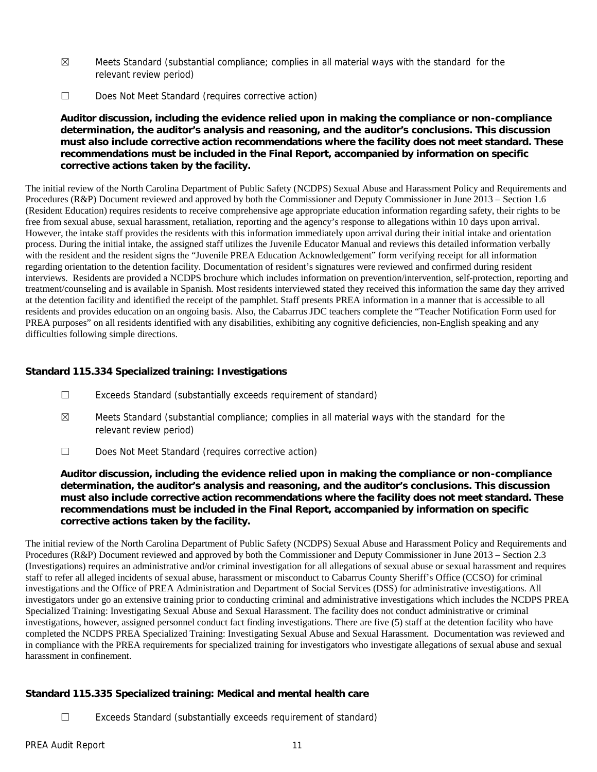☒ Meets Standard (substantial compliance; complies in all material ways with the standard for the relevant review period)

☐ Does Not Meet Standard (requires corrective action)

**Auditor discussion, including the evidence relied upon in making the compliance or non-compliance determination, the auditor's analysis and reasoning, and the auditor's conclusions. This discussion must also include corrective action recommendations where the facility does not meet standard. These recommendations must be included in the Final Report, accompanied by information on specific corrective actions taken by the facility.**

The initial review of the North Carolina Department of Public Safety (NCDPS) Sexual Abuse and Harassment Policy and Requirements and Procedures (R&P) Document reviewed and approved by both the Commissioner and Deputy Commissioner in June 2013 – Section 1.6 (Resident Education) requires residents to receive comprehensive age appropriate education information regarding safety, their rights to be free from sexual abuse, sexual harassment, retaliation, reporting and the agency's response to allegations within 10 days upon arrival. However, the intake staff provides the residents with this information immediately upon arrival during their initial intake and orientation process. During the initial intake, the assigned staff utilizes the Juvenile Educator Manual and reviews this detailed information verbally with the resident and the resident signs the "Juvenile PREA Education Acknowledgement" form verifying receipt for all information regarding orientation to the detention facility. Documentation of resident's signatures were reviewed and confirmed during resident interviews. Residents are provided a NCDPS brochure which includes information on prevention/intervention, self-protection, reporting and treatment/counseling and is available in Spanish. Most residents interviewed stated they received this information the same day they arrived at the detention facility and identified the receipt of the pamphlet. Staff presents PREA information in a manner that is accessible to all residents and provides education on an ongoing basis. Also, the Cabarrus JDC teachers complete the "Teacher Notification Form used for PREA purposes" on all residents identified with any disabilities, exhibiting any cognitive deficiencies, non-English speaking and any difficulties following simple directions.

### Standard 115.334 Specialized training: Investigations

☐ Exceeds Standard (substantially exceeds requirement of standard)

☒ Meets Standard (substantial compliance; complies in all material ways with the standard for the relevant review period)

☐ Does Not Meet Standard (requires corrective action)

**Auditor discussion, including the evidence relied upon in making the compliance or non-compliance determination, the auditor's analysis and reasoning, and the auditor's conclusions. This discussion must also include corrective action recommendations where the facility does not meet standard. These recommendations must be included in the Final Report, accompanied by information on specific corrective actions taken by the facility.**

The initial review of the North Carolina Department of Public Safety (NCDPS) Sexual Abuse and Harassment Policy and Requirements and Procedures (R&P) Document reviewed and approved by both the Commissioner and Deputy Commissioner in June 2013 – Section 2.3 (Investigations) requires an administrative and/or criminal investigation for all allegations of sexual abuse or sexual harassment and requires staff to refer all alleged incidents of sexual abuse, harassment or misconduct to Cabarrus County Sheriff's Office (CCSO) for criminal investigations and the Office of PREA Administration and Department of Social Services (DSS) for administrative investigations. All investigators under go an extensive training prior to conducting criminal and administrative investigations which includes the NCDPS PREA Specialized Training: Investigating Sexual Abuse and Sexual Harassment. The facility does not conduct administrative or criminal investigations, however, assigned personnel conduct fact finding investigations. There are five (5) staff at the detention facility who have completed the NCDPS PREA Specialized Training: Investigating Sexual Abuse and Sexual Harassment. Documentation was reviewed and in compliance with the PREA requirements for specialized training for investigators who investigate allegations of sexual abuse and sexual harassment in confinement.

### Standard 115.335 Specialized training: Medical and mental health care

☐ Exceeds Standard (substantially exceeds requirement of standard)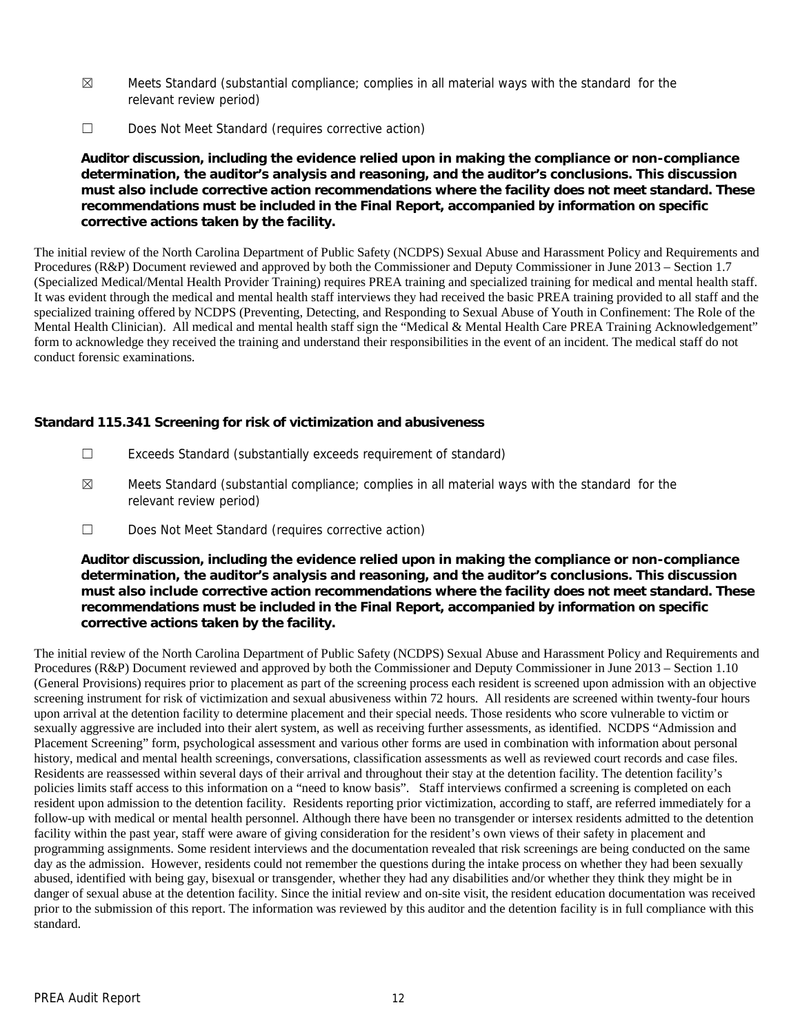☒ Meets Standard (substantial compliance; complies in all material ways with the standard for the relevant review period)

☐ Does Not Meet Standard (requires corrective action)

**Auditor discussion, including the evidence relied upon in making the compliance or non-compliance determination, the auditor's analysis and reasoning, and the auditor's conclusions. This discussion must also include corrective action recommendations where the facility does not meet standard. These recommendations must be included in the Final Report, accompanied by information on specific corrective actions taken by the facility.**

The initial review of the North Carolina Department of Public Safety (NCDPS) Sexual Abuse and Harassment Policy and Requirements and Procedures (R&P) Document reviewed and approved by both the Commissioner and Deputy Commissioner in June 2013 – Section 1.7 (Specialized Medical/Mental Health Provider Training) requires PREA training and specialized training for medical and mental health staff. It was evident through the medical and mental health staff interviews they had received the basic PREA training provided to all staff and the specialized training offered by NCDPS (Preventing, Detecting, and Responding to Sexual Abuse of Youth in Confinement: The Role of the Mental Health Clinician). All medical and mental health staff sign the "Medical & Mental Health Care PREA Training Acknowledgement" form to acknowledge they received the training and understand their responsibilities in the event of an incident. The medical staff do not conduct forensic examinations.

### Standard 115.341 Screening for risk of victimization and abusiveness

☐ Exceeds Standard (substantially exceeds requirement of standard)

☒ Meets Standard (substantial compliance; complies in all material ways with the standard for the relevant review period)

☐ Does Not Meet Standard (requires corrective action)

**Auditor discussion, including the evidence relied upon in making the compliance or non-compliance determination, the auditor's analysis and reasoning, and the auditor's conclusions. This discussion must also include corrective action recommendations where the facility does not meet standard. These recommendations must be included in the Final Report, accompanied by information on specific corrective actions taken by the facility.**

The initial review of the North Carolina Department of Public Safety (NCDPS) Sexual Abuse and Harassment Policy and Requirements and Procedures (R&P) Document reviewed and approved by both the Commissioner and Deputy Commissioner in June 2013 – Section 1.10 (General Provisions) requires prior to placement as part of the screening process each resident is screened upon admission with an objective screening instrument for risk of victimization and sexual abusiveness within 72 hours. All residents are screened within twenty-four hours upon arrival at the detention facility to determine placement and their special needs. Those residents who score vulnerable to victim or sexually aggressive are included into their alert system, as well as receiving further assessments, as identified. NCDPS "Admission and Placement Screening" form, psychological assessment and various other forms are used in combination with information about personal history, medical and mental health screenings, conversations, classification assessments as well as reviewed court records and case files. Residents are reassessed within several days of their arrival and throughout their stay at the detention facility. The detention facility's policies limits staff access to this information on a "need to know basis". Staff interviews confirmed a screening is completed on each resident upon admission to the detention facility. Residents reporting prior victimization, according to staff, are referred immediately for a follow-up with medical or mental health personnel. Although there have been no transgender or intersex residents admitted to the detention facility within the past year, staff were aware of giving consideration for the resident's own views of their safety in placement and programming assignments. Some resident interviews and the documentation revealed that risk screenings are being conducted on the same day as the admission. However, residents could not remember the questions during the intake process on whether they had been sexually abused, identified with being gay, bisexual or transgender, whether they had any disabilities and/or whether they think they might be in danger of sexual abuse at the detention facility. Since the initial review and on-site visit, the resident education documentation was received prior to the submission of this report. The information was reviewed by this auditor and the detention facility is in full compliance with this standard.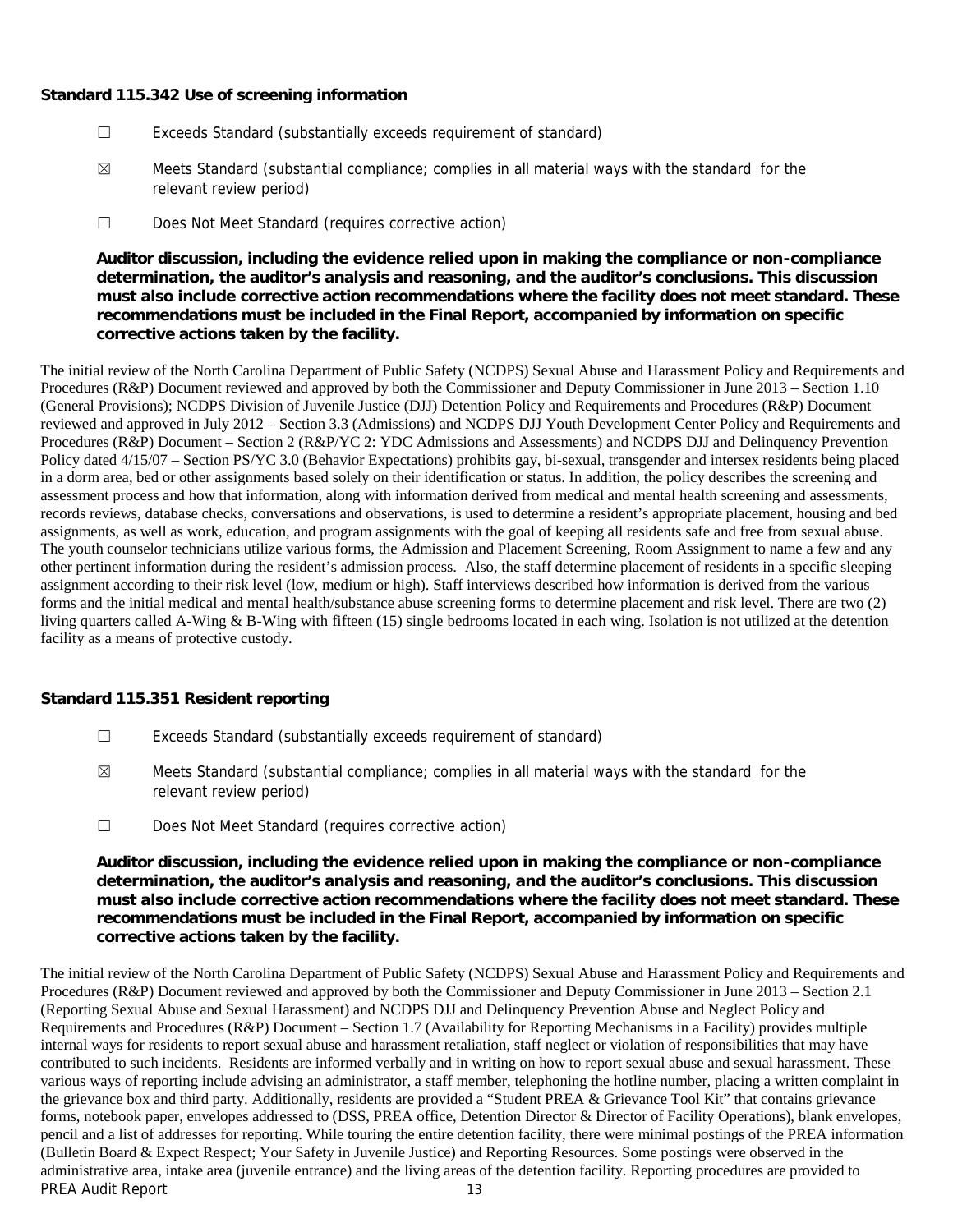### Standard 115.342 Use of screening information

☐ Exceeds Standard (substantially exceeds requirement of standard)

☒ Meets Standard (substantial compliance; complies in all material ways with the standard for the relevant review period)

☐ Does Not Meet Standard (requires corrective action)

**Auditor discussion, including the evidence relied upon in making the compliance or non-compliance determination, the auditor's analysis and reasoning, and the auditor's conclusions. This discussion must also include corrective action recommendations where the facility does not meet standard. These recommendations must be included in the Final Report, accompanied by information on specific corrective actions taken by the facility.**

The initial review of the North Carolina Department of Public Safety (NCDPS) Sexual Abuse and Harassment Policy and Requirements and Procedures (R&P) Document reviewed and approved by both the Commissioner and Deputy Commissioner in June 2013 – Section 1.10 (General Provisions); NCDPS Division of Juvenile Justice (DJJ) Detention Policy and Requirements and Procedures (R&P) Document reviewed and approved in July 2012 – Section 3.3 (Admissions) and NCDPS DJJ Youth Development Center Policy and Requirements and Procedures (R&P) Document – Section 2 (R&P/YC 2: YDC Admissions and Assessments) and NCDPS DJJ and Delinquency Prevention Policy dated 4/15/07 – Section PS/YC 3.0 (Behavior Expectations) prohibits gay, bi-sexual, transgender and intersex residents being placed in a dorm area, bed or other assignments based solely on their identification or status. In addition, the policy describes the screening and assessment process and how that information, along with information derived from medical and mental health screening and assessments, records reviews, database checks, conversations and observations, is used to determine a resident's appropriate placement, housing and bed assignments, as well as work, education, and program assignments with the goal of keeping all residents safe and free from sexual abuse. The youth counselor technicians utilize various forms, the Admission and Placement Screening, Room Assignment to name a few and any other pertinent information during the resident's admission process. Also, the staff determine placement of residents in a specific sleeping assignment according to their risk level (low, medium or high). Staff interviews described how information is derived from the various forms and the initial medical and mental health/substance abuse screening forms to determine placement and risk level. There are two (2) living quarters called A-Wing & B-Wing with fifteen (15) single bedrooms located in each wing. Isolation is not utilized at the detention facility as a means of protective custody.

### Standard 115.351 Resident reporting

☐ Exceeds Standard (substantially exceeds requirement of standard)

☒ Meets Standard (substantial compliance; complies in all material ways with the standard for the relevant review period)

☐ Does Not Meet Standard (requires corrective action)

**Auditor discussion, including the evidence relied upon in making the compliance or non-compliance determination, the auditor's analysis and reasoning, and the auditor's conclusions. This discussion must also include corrective action recommendations where the facility does not meet standard. These recommendations must be included in the Final Report, accompanied by information on specific corrective actions taken by the facility.**

The initial review of the North Carolina Department of Public Safety (NCDPS) Sexual Abuse and Harassment Policy and Requirements and Procedures (R&P) Document reviewed and approved by both the Commissioner and Deputy Commissioner in June 2013 – Section 2.1 (Reporting Sexual Abuse and Sexual Harassment) and NCDPS DJJ and Delinquency Prevention Abuse and Neglect Policy and Requirements and Procedures (R&P) Document – Section 1.7 (Availability for Reporting Mechanisms in a Facility) provides multiple internal ways for residents to report sexual abuse and harassment retaliation, staff neglect or violation of responsibilities that may have contributed to such incidents. Residents are informed verbally and in writing on how to report sexual abuse and sexual harassment. These various ways of reporting include advising an administrator, a staff member, telephoning the hotline number, placing a written complaint in the grievance box and third party. Additionally, residents are provided a "Student PREA & Grievance Tool Kit" that contains grievance forms, notebook paper, envelopes addressed to (DSS, PREA office, Detention Director & Director of Facility Operations), blank envelopes, pencil and a list of addresses for reporting. While touring the entire detention facility, there were minimal postings of the PREA information (Bulletin Board & Expect Respect; Your Safety in Juvenile Justice) and Reporting Resources. Some postings were observed in the administrative area, intake area (juvenile entrance) and the living areas of the detention facility. Reporting procedures are provided to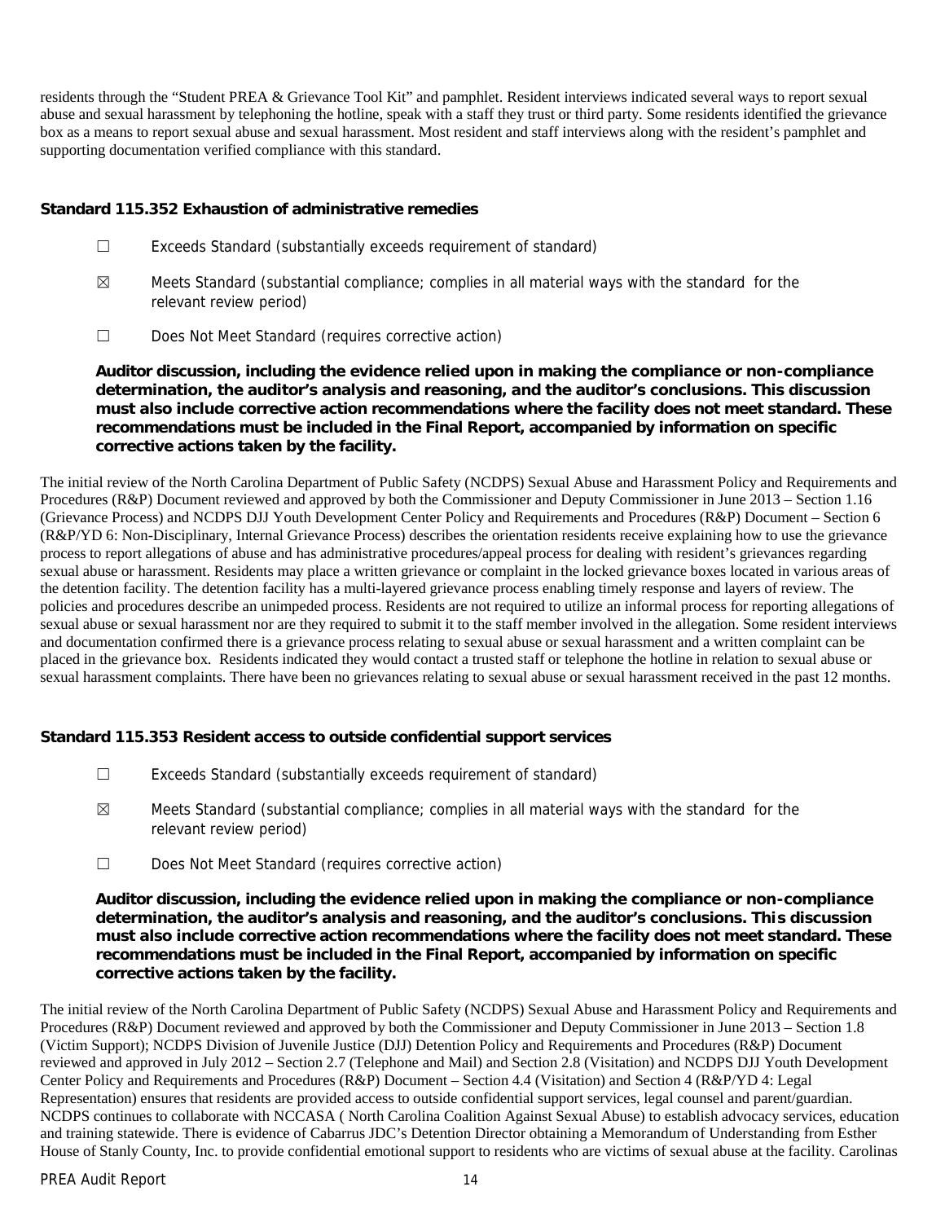residents through the "Student PREA & Grievance Tool Kit" and pamphlet. Resident interviews indicated several ways to report sexual abuse and sexual harassment by telephoning the hotline, speak with a staff they trust or third party. Some residents identified the grievance box as a means to report sexual abuse and sexual harassment. Most resident and staff interviews along with the resident's pamphlet and supporting documentation verified compliance with this standard.

### Standard 115.352 Exhaustion of administrative remedies

☐ Exceeds Standard (substantially exceeds requirement of standard)

☒ Meets Standard (substantial compliance; complies in all material ways with the standard for the relevant review period)

☐ Does Not Meet Standard (requires corrective action)

**Auditor discussion, including the evidence relied upon in making the compliance or non-compliance determination, the auditor's analysis and reasoning, and the auditor's conclusions. This discussion must also include corrective action recommendations where the facility does not meet standard. These recommendations must be included in the Final Report, accompanied by information on specific corrective actions taken by the facility.**

The initial review of the North Carolina Department of Public Safety (NCDPS) Sexual Abuse and Harassment Policy and Requirements and Procedures (R&P) Document reviewed and approved by both the Commissioner and Deputy Commissioner in June 2013 – Section 1.16 (Grievance Process) and NCDPS DJJ Youth Development Center Policy and Requirements and Procedures (R&P) Document – Section 6 (R&P/YD 6: Non-Disciplinary, Internal Grievance Process) describes the orientation residents receive explaining how to use the grievance process to report allegations of abuse and has administrative procedures/appeal process for dealing with resident's grievances regarding sexual abuse or harassment. Residents may place a written grievance or complaint in the locked grievance boxes located in various areas of the detention facility. The detention facility has a multi-layered grievance process enabling timely response and layers of review. The policies and procedures describe an unimpeded process. Residents are not required to utilize an informal process for reporting allegations of sexual abuse or sexual harassment nor are they required to submit it to the staff member involved in the allegation. Some resident interviews and documentation confirmed there is a grievance process relating to sexual abuse or sexual harassment and a written complaint can be placed in the grievance box. Residents indicated they would contact a trusted staff or telephone the hotline in relation to sexual abuse or sexual harassment complaints. There have been no grievances relating to sexual abuse or sexual harassment received in the past 12 months.

### Standard 115.353 Resident access to outside confidential support services

☐ Exceeds Standard (substantially exceeds requirement of standard)

☒ Meets Standard (substantial compliance; complies in all material ways with the standard for the relevant review period)

☐ Does Not Meet Standard (requires corrective action)

**Auditor discussion, including the evidence relied upon in making the compliance or non-compliance determination, the auditor's analysis and reasoning, and the auditor's conclusions. This discussion must also include corrective action recommendations where the facility does not meet standard. These recommendations must be included in the Final Report, accompanied by information on specific corrective actions taken by the facility.**

The initial review of the North Carolina Department of Public Safety (NCDPS) Sexual Abuse and Harassment Policy and Requirements and Procedures (R&P) Document reviewed and approved by both the Commissioner and Deputy Commissioner in June 2013 – Section 1.8 (Victim Support); NCDPS Division of Juvenile Justice (DJJ) Detention Policy and Requirements and Procedures (R&P) Document reviewed and approved in July 2012 – Section 2.7 (Telephone and Mail) and Section 2.8 (Visitation) and NCDPS DJJ Youth Development Center Policy and Requirements and Procedures (R&P) Document – Section 4.4 (Visitation) and Section 4 (R&P/YD 4: Legal Representation) ensures that residents are provided access to outside confidential support services, legal counsel and parent/guardian. NCDPS continues to collaborate with NCCASA ( North Carolina Coalition Against Sexual Abuse) to establish advocacy services, education and training statewide. There is evidence of Cabarrus JDC's Detention Director obtaining a Memorandum of Understanding from Esther House of Stanly County, Inc. to provide confidential emotional support to residents who are victims of sexual abuse at the facility. Carolinas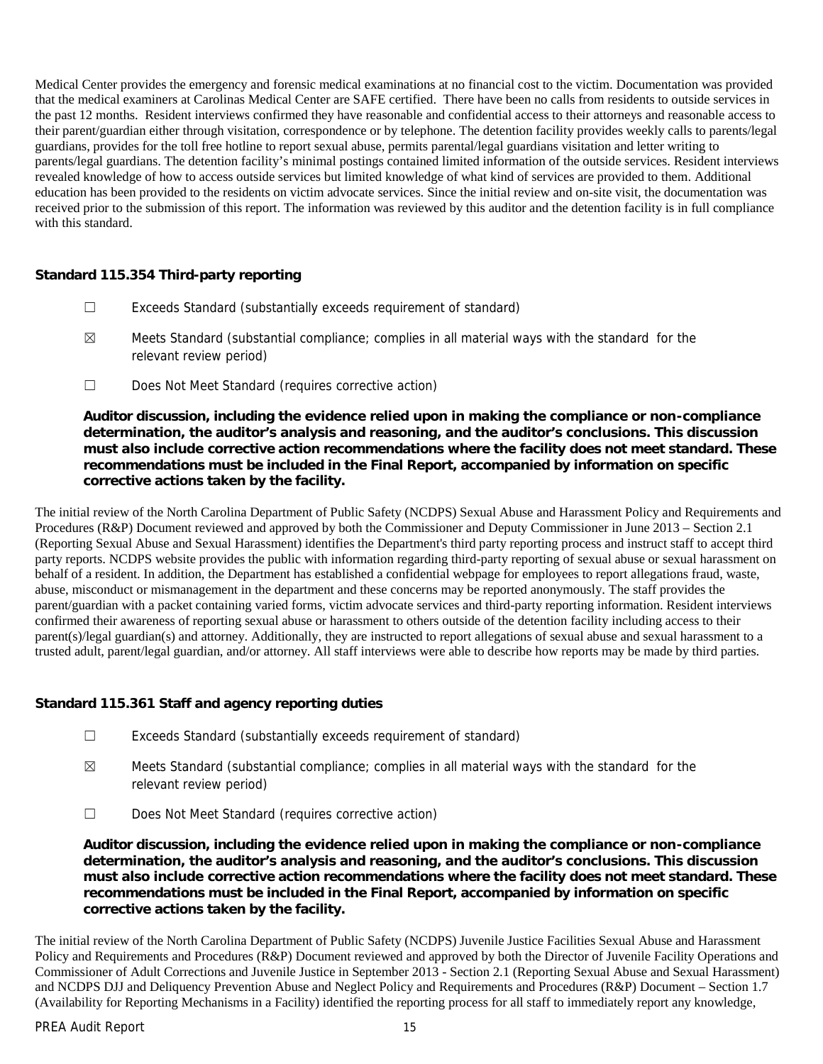Medical Center provides the emergency and forensic medical examinations at no financial cost to the victim. Documentation was provided that the medical examiners at Carolinas Medical Center are SAFE certified. There have been no calls from residents to outside services in the past 12 months. Resident interviews confirmed they have reasonable and confidential access to their attorneys and reasonable access to their parent/guardian either through visitation, correspondence or by telephone. The detention facility provides weekly calls to parents/legal guardians, provides for the toll free hotline to report sexual abuse, permits parental/legal guardians visitation and letter writing to parents/legal guardians. The detention facility's minimal postings contained limited information of the outside services. Resident interviews revealed knowledge of how to access outside services but limited knowledge of what kind of services are provided to them. Additional education has been provided to the residents on victim advocate services. Since the initial review and on-site visit, the documentation was received prior to the submission of this report. The information was reviewed by this auditor and the detention facility is in full compliance with this standard.

### Standard 115.354 Third-party reporting

☐ Exceeds Standard (substantially exceeds requirement of standard)

☒ Meets Standard (substantial compliance; complies in all material ways with the standard for the relevant review period)

☐ Does Not Meet Standard (requires corrective action)

**Auditor discussion, including the evidence relied upon in making the compliance or non-compliance determination, the auditor's analysis and reasoning, and the auditor's conclusions. This discussion must also include corrective action recommendations where the facility does not meet standard. These recommendations must be included in the Final Report, accompanied by information on specific corrective actions taken by the facility.**

The initial review of the North Carolina Department of Public Safety (NCDPS) Sexual Abuse and Harassment Policy and Requirements and Procedures (R&P) Document reviewed and approved by both the Commissioner and Deputy Commissioner in June 2013 – Section 2.1 (Reporting Sexual Abuse and Sexual Harassment) identifies the Department's third party reporting process and instruct staff to accept third party reports. NCDPS website provides the public with information regarding third-party reporting of sexual abuse or sexual harassment on behalf of a resident. In addition, the Department has established a confidential webpage for employees to report allegations fraud, waste, abuse, misconduct or mismanagement in the department and these concerns may be reported anonymously. The staff provides the parent/guardian with a packet containing varied forms, victim advocate services and third-party reporting information. Resident interviews confirmed their awareness of reporting sexual abuse or harassment to others outside of the detention facility including access to their parent(s)/legal guardian(s) and attorney. Additionally, they are instructed to report allegations of sexual abuse and sexual harassment to a trusted adult, parent/legal guardian, and/or attorney. All staff interviews were able to describe how reports may be made by third parties.

### Standard 115.361 Staff and agency reporting duties

☐ Exceeds Standard (substantially exceeds requirement of standard)

☒ Meets Standard (substantial compliance; complies in all material ways with the standard for the relevant review period)

☐ Does Not Meet Standard (requires corrective action)

**Auditor discussion, including the evidence relied upon in making the compliance or non-compliance determination, the auditor's analysis and reasoning, and the auditor's conclusions. This discussion must also include corrective action recommendations where the facility does not meet standard. These recommendations must be included in the Final Report, accompanied by information on specific corrective actions taken by the facility.**

The initial review of the North Carolina Department of Public Safety (NCDPS) Juvenile Justice Facilities Sexual Abuse and Harassment Policy and Requirements and Procedures (R&P) Document reviewed and approved by both the Director of Juvenile Facility Operations and Commissioner of Adult Corrections and Juvenile Justice in September 2013 - Section 2.1 (Reporting Sexual Abuse and Sexual Harassment) and NCDPS DJJ and Deliquency Prevention Abuse and Neglect Policy and Requirements and Procedures (R&P) Document – Section 1.7 (Availability for Reporting Mechanisms in a Facility) identified the reporting process for all staff to immediately report any knowledge,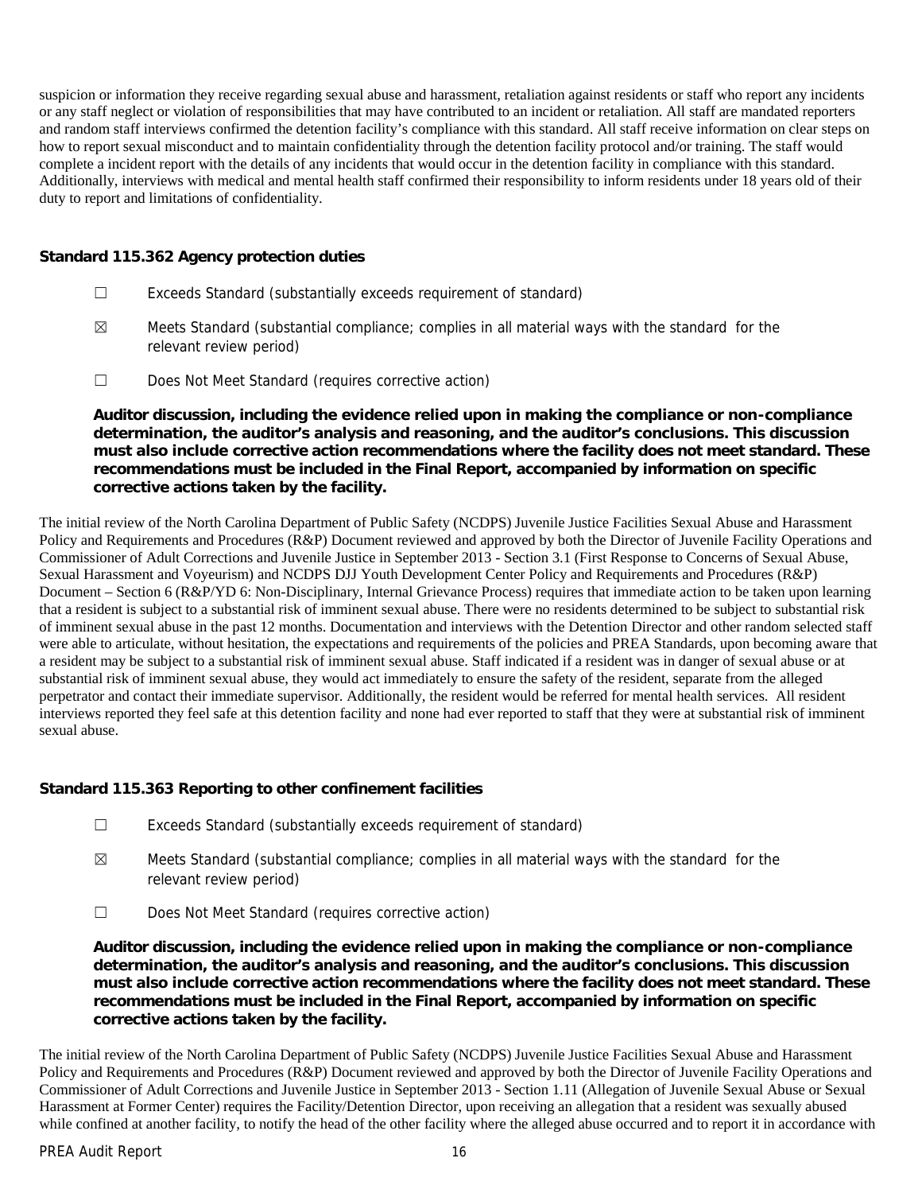suspicion or information they receive regarding sexual abuse and harassment, retaliation against residents or staff who report any incidents or any staff neglect or violation of responsibilities that may have contributed to an incident or retaliation. All staff are mandated reporters and random staff interviews confirmed the detention facility's compliance with this standard. All staff receive information on clear steps on how to report sexual misconduct and to maintain confidentiality through the detention facility protocol and/or training. The staff would complete a incident report with the details of any incidents that would occur in the detention facility in compliance with this standard. Additionally, interviews with medical and mental health staff confirmed their responsibility to inform residents under 18 years old of their duty to report and limitations of confidentiality.

### Standard 115.362 Agency protection duties

☐ Exceeds Standard (substantially exceeds requirement of standard)

☒ Meets Standard (substantial compliance; complies in all material ways with the standard for the relevant review period)

☐ Does Not Meet Standard (requires corrective action)

**Auditor discussion, including the evidence relied upon in making the compliance or non-compliance determination, the auditor's analysis and reasoning, and the auditor's conclusions. This discussion must also include corrective action recommendations where the facility does not meet standard. These recommendations must be included in the Final Report, accompanied by information on specific corrective actions taken by the facility.**

The initial review of the North Carolina Department of Public Safety (NCDPS) Juvenile Justice Facilities Sexual Abuse and Harassment Policy and Requirements and Procedures (R&P) Document reviewed and approved by both the Director of Juvenile Facility Operations and Commissioner of Adult Corrections and Juvenile Justice in September 2013 - Section 3.1 (First Response to Concerns of Sexual Abuse, Sexual Harassment and Voyeurism) and NCDPS DJJ Youth Development Center Policy and Requirements and Procedures (R&P) Document – Section 6 (R&P/YD 6: Non-Disciplinary, Internal Grievance Process) requires that immediate action to be taken upon learning that a resident is subject to a substantial risk of imminent sexual abuse. There were no residents determined to be subject to substantial risk of imminent sexual abuse in the past 12 months. Documentation and interviews with the Detention Director and other random selected staff were able to articulate, without hesitation, the expectations and requirements of the policies and PREA Standards, upon becoming aware that a resident may be subject to a substantial risk of imminent sexual abuse. Staff indicated if a resident was in danger of sexual abuse or at substantial risk of imminent sexual abuse, they would act immediately to ensure the safety of the resident, separate from the alleged perpetrator and contact their immediate supervisor. Additionally, the resident would be referred for mental health services. All resident interviews reported they feel safe at this detention facility and none had ever reported to staff that they were at substantial risk of imminent sexual abuse.

### Standard 115.363 Reporting to other confinement facilities

☐ Exceeds Standard (substantially exceeds requirement of standard)

☒ Meets Standard (substantial compliance; complies in all material ways with the standard for the relevant review period)

☐ Does Not Meet Standard (requires corrective action)

**Auditor discussion, including the evidence relied upon in making the compliance or non-compliance determination, the auditor's analysis and reasoning, and the auditor's conclusions. This discussion must also include corrective action recommendations where the facility does not meet standard. These recommendations must be included in the Final Report, accompanied by information on specific corrective actions taken by the facility.**

The initial review of the North Carolina Department of Public Safety (NCDPS) Juvenile Justice Facilities Sexual Abuse and Harassment Policy and Requirements and Procedures (R&P) Document reviewed and approved by both the Director of Juvenile Facility Operations and Commissioner of Adult Corrections and Juvenile Justice in September 2013 - Section 1.11 (Allegation of Juvenile Sexual Abuse or Sexual Harassment at Former Center) requires the Facility/Detention Director, upon receiving an allegation that a resident was sexually abused while confined at another facility, to notify the head of the other facility where the alleged abuse occurred and to report it in accordance with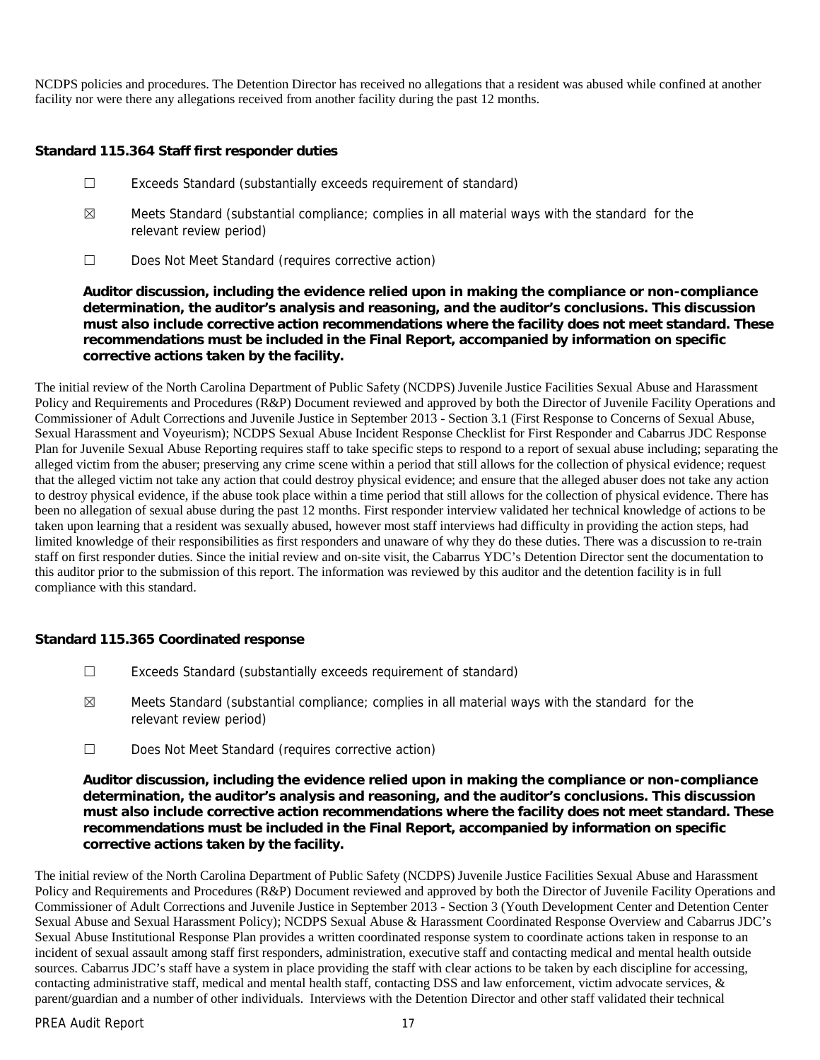NCDPS policies and procedures. The Detention Director has received no allegations that a resident was abused while confined at another facility nor were there any allegations received from another facility during the past 12 months.

**Standard 115.364 Staff first responder duties**

☐ Exceeds Standard (substantially exceeds requirement of standard)

☒ Meets Standard (substantial compliance; complies in all material ways with the standard for the relevant review period)

☐ Does Not Meet Standard (requires corrective action)

**Auditor discussion, including the evidence relied upon in making the compliance or non-compliance determination, the auditor's analysis and reasoning, and the auditor's conclusions. This discussion must also include corrective action recommendations where the facility does not meet standard. These recommendations must be included in the Final Report, accompanied by information on specific corrective actions taken by the facility.**

The initial review of the North Carolina Department of Public Safety (NCDPS) Juvenile Justice Facilities Sexual Abuse and Harassment Policy and Requirements and Procedures (R&P) Document reviewed and approved by both the Director of Juvenile Facility Operations and Commissioner of Adult Corrections and Juvenile Justice in September 2013 - Section 3.1 (First Response to Concerns of Sexual Abuse, Sexual Harassment and Voyeurism); NCDPS Sexual Abuse Incident Response Checklist for First Responder and Cabarrus JDC Response Plan for Juvenile Sexual Abuse Reporting requires staff to take specific steps to respond to a report of sexual abuse including; separating the alleged victim from the abuser; preserving any crime scene within a period that still allows for the collection of physical evidence; request that the alleged victim not take any action that could destroy physical evidence; and ensure that the alleged abuser does not take any action to destroy physical evidence, if the abuse took place within a time period that still allows for the collection of physical evidence. There has been no allegation of sexual abuse during the past 12 months. First responder interview validated her technical knowledge of actions to be taken upon learning that a resident was sexually abused, however most staff interviews had difficulty in providing the action steps, had limited knowledge of their responsibilities as first responders and unaware of why they do these duties. There was a discussion to re-train staff on first responder duties. Since the initial review and on-site visit, the Cabarrus YDC's Detention Director sent the documentation to this auditor prior to the submission of this report. The information was reviewed by this auditor and the detention facility is in full compliance with this standard.

**Standard 115.365 Coordinated response**

☐ Exceeds Standard (substantially exceeds requirement of standard)

☒ Meets Standard (substantial compliance; complies in all material ways with the standard for the relevant review period)

☐ Does Not Meet Standard (requires corrective action)

**Auditor discussion, including the evidence relied upon in making the compliance or non-compliance determination, the auditor's analysis and reasoning, and the auditor's conclusions. This discussion must also include corrective action recommendations where the facility does not meet standard. These recommendations must be included in the Final Report, accompanied by information on specific corrective actions taken by the facility.**

The initial review of the North Carolina Department of Public Safety (NCDPS) Juvenile Justice Facilities Sexual Abuse and Harassment Policy and Requirements and Procedures (R&P) Document reviewed and approved by both the Director of Juvenile Facility Operations and Commissioner of Adult Corrections and Juvenile Justice in September 2013 - Section 3 (Youth Development Center and Detention Center Sexual Abuse and Sexual Harassment Policy); NCDPS Sexual Abuse & Harassment Coordinated Response Overview and Cabarrus JDC's Sexual Abuse Institutional Response Plan provides a written coordinated response system to coordinate actions taken in response to an incident of sexual assault among staff first responders, administration, executive staff and contacting medical and mental health outside sources. Cabarrus JDC's staff have a system in place providing the staff with clear actions to be taken by each discipline for accessing, contacting administrative staff, medical and mental health staff, contacting DSS and law enforcement, victim advocate services, & parent/guardian and a number of other individuals. Interviews with the Detention Director and other staff validated their technical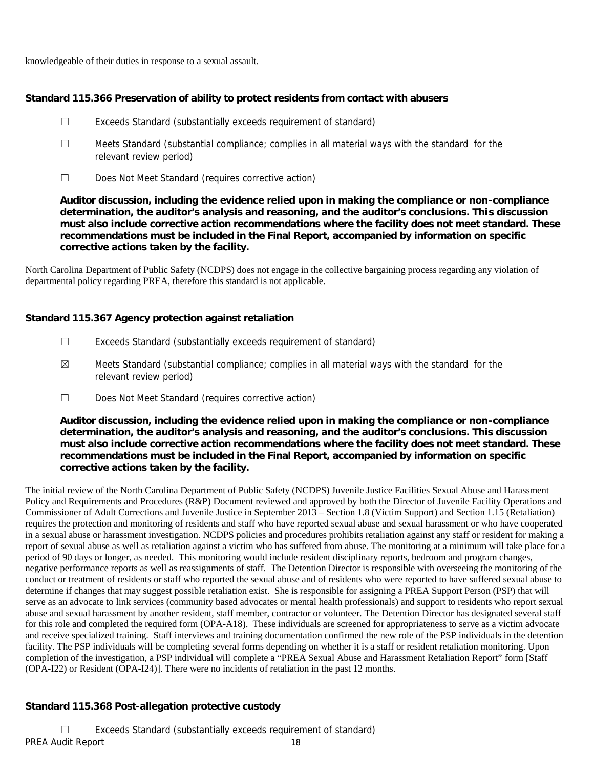knowledgeable of their duties in response to a sexual assault.

**Standard 115.366 Preservation of ability to protect residents from contact with abusers**

☐ Exceeds Standard (substantially exceeds requirement of standard)

☐ Meets Standard (substantial compliance; complies in all material ways with the standard for the relevant review period)

☐ Does Not Meet Standard (requires corrective action)

**Auditor discussion, including the evidence relied upon in making the compliance or non-compliance determination, the auditor's analysis and reasoning, and the auditor's conclusions. This discussion must also include corrective action recommendations where the facility does not meet standard. These recommendations must be included in the Final Report, accompanied by information on specific corrective actions taken by the facility.**

North Carolina Department of Public Safety (NCDPS) does not engage in the collective bargaining process regarding any violation of departmental policy regarding PREA, therefore this standard is not applicable.

**Standard 115.367 Agency protection against retaliation**

☐ Exceeds Standard (substantially exceeds requirement of standard)

☒ Meets Standard (substantial compliance; complies in all material ways with the standard for the relevant review period)

☐ Does Not Meet Standard (requires corrective action)

**Auditor discussion, including the evidence relied upon in making the compliance or non-compliance determination, the auditor's analysis and reasoning, and the auditor's conclusions. This discussion must also include corrective action recommendations where the facility does not meet standard. These recommendations must be included in the Final Report, accompanied by information on specific corrective actions taken by the facility.**

The initial review of the North Carolina Department of Public Safety (NCDPS) Juvenile Justice Facilities Sexual Abuse and Harassment Policy and Requirements and Procedures (R&P) Document reviewed and approved by both the Director of Juvenile Facility Operations and Commissioner of Adult Corrections and Juvenile Justice in September 2013 – Section 1.8 (Victim Support) and Section 1.15 (Retaliation) requires the protection and monitoring of residents and staff who have reported sexual abuse and sexual harassment or who have cooperated in a sexual abuse or harassment investigation. NCDPS policies and procedures prohibits retaliation against any staff or resident for making a report of sexual abuse as well as retaliation against a victim who has suffered from abuse. The monitoring at a minimum will take place for a period of 90 days or longer, as needed. This monitoring would include resident disciplinary reports, bedroom and program changes, negative performance reports as well as reassignments of staff. The Detention Director is responsible with overseeing the monitoring of the conduct or treatment of residents or staff who reported the sexual abuse and of residents who were reported to have suffered sexual abuse to determine if changes that may suggest possible retaliation exist. She is responsible for assigning a PREA Support Person (PSP) that will serve as an advocate to link services (community based advocates or mental health professionals) and support to residents who report sexual abuse and sexual harassment by another resident, staff member, contractor or volunteer. The Detention Director has designated several staff for this role and completed the required form (OPA-A18). These individuals are screened for appropriateness to serve as a victim advocate and receive specialized training. Staff interviews and training documentation confirmed the new role of the PSP individuals in the detention facility. The PSP individuals will be completing several forms depending on whether it is a staff or resident retaliation monitoring. Upon completion of the investigation, a PSP individual will complete a "PREA Sexual Abuse and Harassment Retaliation Report" form [Staff (OPA-I22) or Resident (OPA-I24)]. There were no incidents of retaliation in the past 12 months.

**Standard 115.368 Post-allegation protective custody**

☐ Exceeds Standard (substantially exceeds requirement of standard)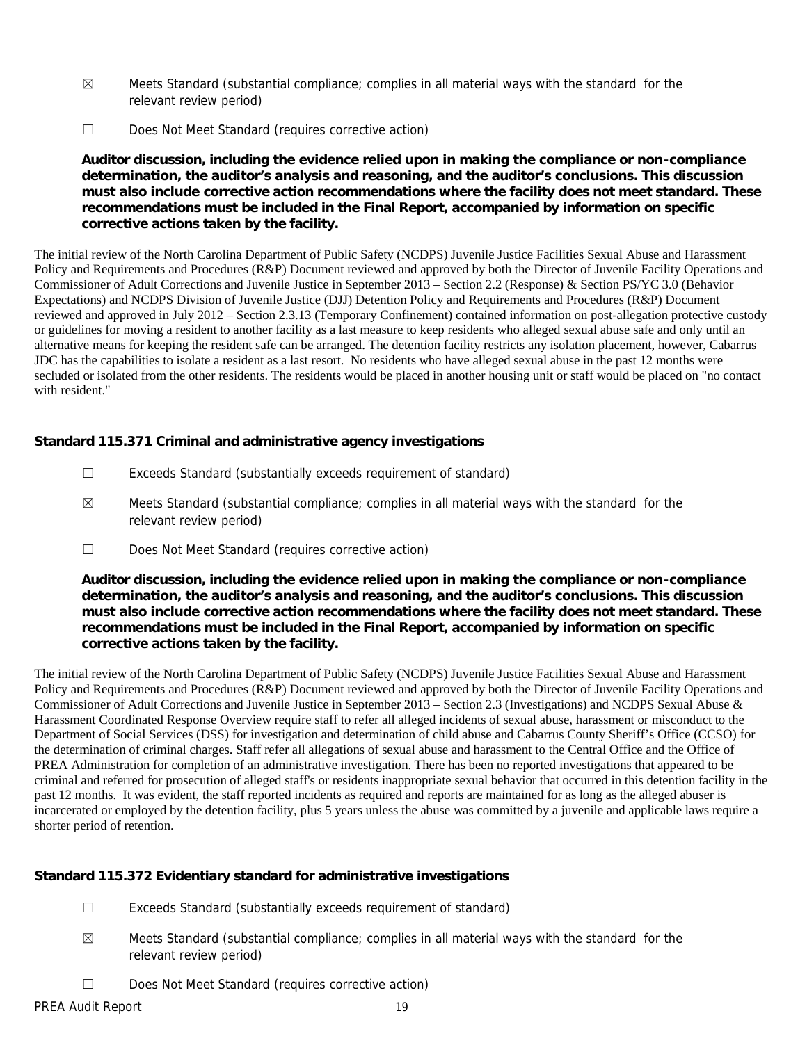☒ Meets Standard (substantial compliance; complies in all material ways with the standard for the relevant review period)

☐ Does Not Meet Standard (requires corrective action)

**Auditor discussion, including the evidence relied upon in making the compliance or non-compliance determination, the auditor's analysis and reasoning, and the auditor's conclusions. This discussion must also include corrective action recommendations where the facility does not meet standard. These recommendations must be included in the Final Report, accompanied by information on specific corrective actions taken by the facility.**

The initial review of the North Carolina Department of Public Safety (NCDPS) Juvenile Justice Facilities Sexual Abuse and Harassment Policy and Requirements and Procedures (R&P) Document reviewed and approved by both the Director of Juvenile Facility Operations and Commissioner of Adult Corrections and Juvenile Justice in September 2013 – Section 2.2 (Response) & Section PS/YC 3.0 (Behavior Expectations) and NCDPS Division of Juvenile Justice (DJJ) Detention Policy and Requirements and Procedures (R&P) Document reviewed and approved in July 2012 – Section 2.3.13 (Temporary Confinement) contained information on post-allegation protective custody or guidelines for moving a resident to another facility as a last measure to keep residents who alleged sexual abuse safe and only until an alternative means for keeping the resident safe can be arranged. The detention facility restricts any isolation placement, however, Cabarrus JDC has the capabilities to isolate a resident as a last resort. No residents who have alleged sexual abuse in the past 12 months were secluded or isolated from the other residents. The residents would be placed in another housing unit or staff would be placed on "no contact with resident."

### Standard 115.371 Criminal and administrative agency investigations

☐ Exceeds Standard (substantially exceeds requirement of standard)

☒ Meets Standard (substantial compliance; complies in all material ways with the standard for the relevant review period)

☐ Does Not Meet Standard (requires corrective action)

**Auditor discussion, including the evidence relied upon in making the compliance or non-compliance determination, the auditor's analysis and reasoning, and the auditor's conclusions. This discussion must also include corrective action recommendations where the facility does not meet standard. These recommendations must be included in the Final Report, accompanied by information on specific corrective actions taken by the facility.**

The initial review of the North Carolina Department of Public Safety (NCDPS) Juvenile Justice Facilities Sexual Abuse and Harassment Policy and Requirements and Procedures (R&P) Document reviewed and approved by both the Director of Juvenile Facility Operations and Commissioner of Adult Corrections and Juvenile Justice in September 2013 – Section 2.3 (Investigations) and NCDPS Sexual Abuse & Harassment Coordinated Response Overview require staff to refer all alleged incidents of sexual abuse, harassment or misconduct to the Department of Social Services (DSS) for investigation and determination of child abuse and Cabarrus County Sheriff's Office (CCSO) for the determination of criminal charges. Staff refer all allegations of sexual abuse and harassment to the Central Office and the Office of PREA Administration for completion of an administrative investigation. There has been no reported investigations that appeared to be criminal and referred for prosecution of alleged staff's or residents inappropriate sexual behavior that occurred in this detention facility in the past 12 months. It was evident, the staff reported incidents as required and reports are maintained for as long as the alleged abuser is incarcerated or employed by the detention facility, plus 5 years unless the abuse was committed by a juvenile and applicable laws require a shorter period of retention.

### Standard 115.372 Evidentiary standard for administrative investigations

☐ Exceeds Standard (substantially exceeds requirement of standard)

☒ Meets Standard (substantial compliance; complies in all material ways with the standard for the relevant review period)

☐ Does Not Meet Standard (requires corrective action)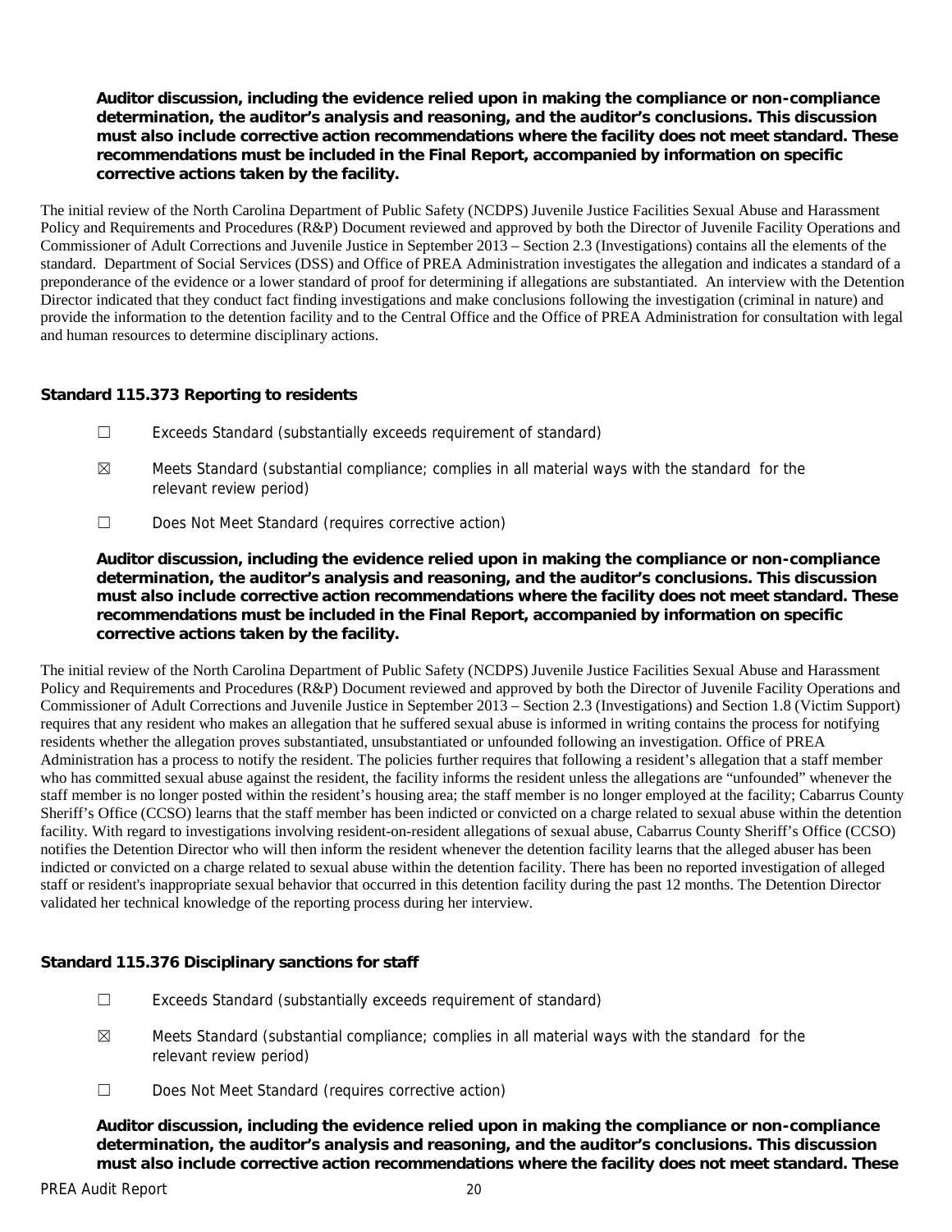**Auditor discussion, including the evidence relied upon in making the compliance or non-compliance determination, the auditor's analysis and reasoning, and the auditor's conclusions. This discussion must also include corrective action recommendations where the facility does not meet standard. These recommendations must be included in the Final Report, accompanied by information on specific corrective actions taken by the facility.**

The initial review of the North Carolina Department of Public Safety (NCDPS) Juvenile Justice Facilities Sexual Abuse and Harassment Policy and Requirements and Procedures (R&P) Document reviewed and approved by both the Director of Juvenile Facility Operations and Commissioner of Adult Corrections and Juvenile Justice in September 2013 – Section 2.3 (Investigations) contains all the elements of the standard. Department of Social Services (DSS) and Office of PREA Administration investigates the allegation and indicates a standard of a preponderance of the evidence or a lower standard of proof for determining if allegations are substantiated. An interview with the Detention Director indicated that they conduct fact finding investigations and make conclusions following the investigation (criminal in nature) and provide the information to the detention facility and to the Central Office and the Office of PREA Administration for consultation with legal and human resources to determine disciplinary actions.

### Standard 115.373 Reporting to residents

☐ Exceeds Standard (substantially exceeds requirement of standard)

☒ Meets Standard (substantial compliance; complies in all material ways with the standard for the relevant review period)

☐ Does Not Meet Standard (requires corrective action)

**Auditor discussion, including the evidence relied upon in making the compliance or non-compliance determination, the auditor's analysis and reasoning, and the auditor's conclusions. This discussion must also include corrective action recommendations where the facility does not meet standard. These recommendations must be included in the Final Report, accompanied by information on specific corrective actions taken by the facility.**

The initial review of the North Carolina Department of Public Safety (NCDPS) Juvenile Justice Facilities Sexual Abuse and Harassment Policy and Requirements and Procedures (R&P) Document reviewed and approved by both the Director of Juvenile Facility Operations and Commissioner of Adult Corrections and Juvenile Justice in September 2013 – Section 2.3 (Investigations) and Section 1.8 (Victim Support) requires that any resident who makes an allegation that he suffered sexual abuse is informed in writing contains the process for notifying residents whether the allegation proves substantiated, unsubstantiated or unfounded following an investigation. Office of PREA Administration has a process to notify the resident. The policies further requires that following a resident's allegation that a staff member who has committed sexual abuse against the resident, the facility informs the resident unless the allegations are "unfounded" whenever the staff member is no longer posted within the resident's housing area; the staff member is no longer employed at the facility; Cabarrus County Sheriff's Office (CCSO) learns that the staff member has been indicted or convicted on a charge related to sexual abuse within the detention facility. With regard to investigations involving resident-on-resident allegations of sexual abuse, Cabarrus County Sheriff's Office (CCSO) notifies the Detention Director who will then inform the resident whenever the detention facility learns that the alleged abuser has been indicted or convicted on a charge related to sexual abuse within the detention facility. There has been no reported investigation of alleged staff or resident's inappropriate sexual behavior that occurred in this detention facility during the past 12 months. The Detention Director validated her technical knowledge of the reporting process during her interview.

### Standard 115.376 Disciplinary sanctions for staff

☐ Exceeds Standard (substantially exceeds requirement of standard)

☒ Meets Standard (substantial compliance; complies in all material ways with the standard for the relevant review period)

☐ Does Not Meet Standard (requires corrective action)

**Auditor discussion, including the evidence relied upon in making the compliance or non-compliance determination, the auditor's analysis and reasoning, and the auditor's conclusions. This discussion must also include corrective action recommendations where the facility does not meet standard. These**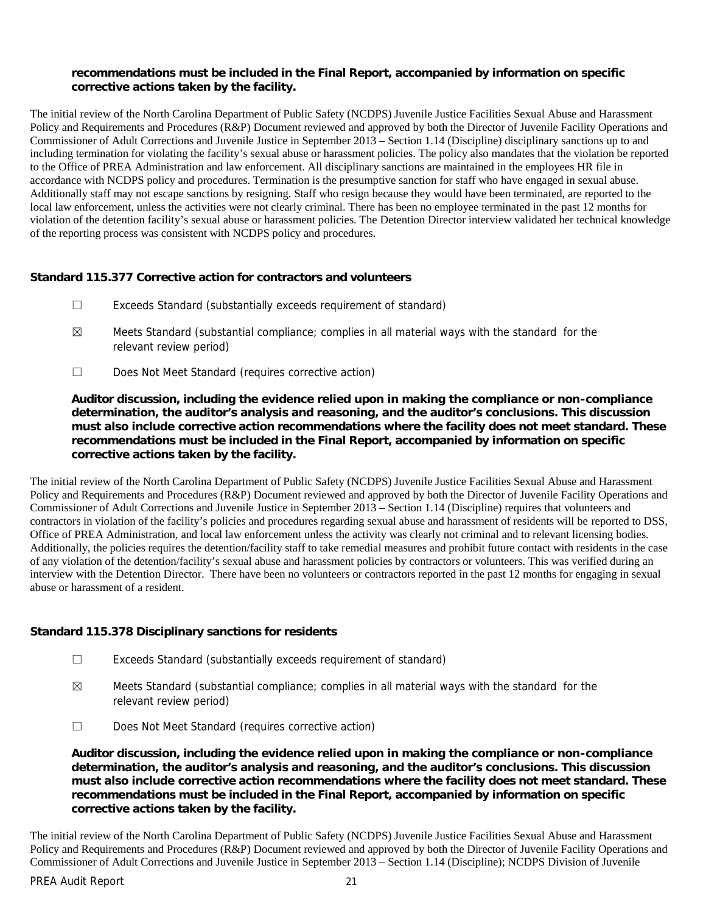**recommendations must be included in the Final Report, accompanied by information on specific corrective actions taken by the facility.**

The initial review of the North Carolina Department of Public Safety (NCDPS) Juvenile Justice Facilities Sexual Abuse and Harassment Policy and Requirements and Procedures (R&P) Document reviewed and approved by both the Director of Juvenile Facility Operations and Commissioner of Adult Corrections and Juvenile Justice in September 2013 – Section 1.14 (Discipline) disciplinary sanctions up to and including termination for violating the facility's sexual abuse or harassment policies. The policy also mandates that the violation be reported to the Office of PREA Administration and law enforcement. All disciplinary sanctions are maintained in the employees HR file in accordance with NCDPS policy and procedures. Termination is the presumptive sanction for staff who have engaged in sexual abuse. Additionally staff may not escape sanctions by resigning. Staff who resign because they would have been terminated, are reported to the local law enforcement, unless the activities were not clearly criminal. There has been no employee terminated in the past 12 months for violation of the detention facility's sexual abuse or harassment policies. The Detention Director interview validated her technical knowledge of the reporting process was consistent with NCDPS policy and procedures.

### Standard 115.377 Corrective action for contractors and volunteers

☐ Exceeds Standard (substantially exceeds requirement of standard)

☒ Meets Standard (substantial compliance; complies in all material ways with the standard for the relevant review period)

☐ Does Not Meet Standard (requires corrective action)

**Auditor discussion, including the evidence relied upon in making the compliance or non-compliance determination, the auditor's analysis and reasoning, and the auditor's conclusions. This discussion must also include corrective action recommendations where the facility does not meet standard. These recommendations must be included in the Final Report, accompanied by information on specific corrective actions taken by the facility.**

The initial review of the North Carolina Department of Public Safety (NCDPS) Juvenile Justice Facilities Sexual Abuse and Harassment Policy and Requirements and Procedures (R&P) Document reviewed and approved by both the Director of Juvenile Facility Operations and Commissioner of Adult Corrections and Juvenile Justice in September 2013 – Section 1.14 (Discipline) requires that volunteers and contractors in violation of the facility's policies and procedures regarding sexual abuse and harassment of residents will be reported to DSS, Office of PREA Administration, and local law enforcement unless the activity was clearly not criminal and to relevant licensing bodies. Additionally, the policies requires the detention/facility staff to take remedial measures and prohibit future contact with residents in the case of any violation of the detention/facility's sexual abuse and harassment policies by contractors or volunteers. This was verified during an interview with the Detention Director. There have been no volunteers or contractors reported in the past 12 months for engaging in sexual abuse or harassment of a resident.

### Standard 115.378 Disciplinary sanctions for residents

☐ Exceeds Standard (substantially exceeds requirement of standard)

☒ Meets Standard (substantial compliance; complies in all material ways with the standard for the relevant review period)

☐ Does Not Meet Standard (requires corrective action)

**Auditor discussion, including the evidence relied upon in making the compliance or non-compliance determination, the auditor's analysis and reasoning, and the auditor's conclusions. This discussion must also include corrective action recommendations where the facility does not meet standard. These recommendations must be included in the Final Report, accompanied by information on specific corrective actions taken by the facility.**

The initial review of the North Carolina Department of Public Safety (NCDPS) Juvenile Justice Facilities Sexual Abuse and Harassment Policy and Requirements and Procedures (R&P) Document reviewed and approved by both the Director of Juvenile Facility Operations and Commissioner of Adult Corrections and Juvenile Justice in September 2013 – Section 1.14 (Discipline); NCDPS Division of Juvenile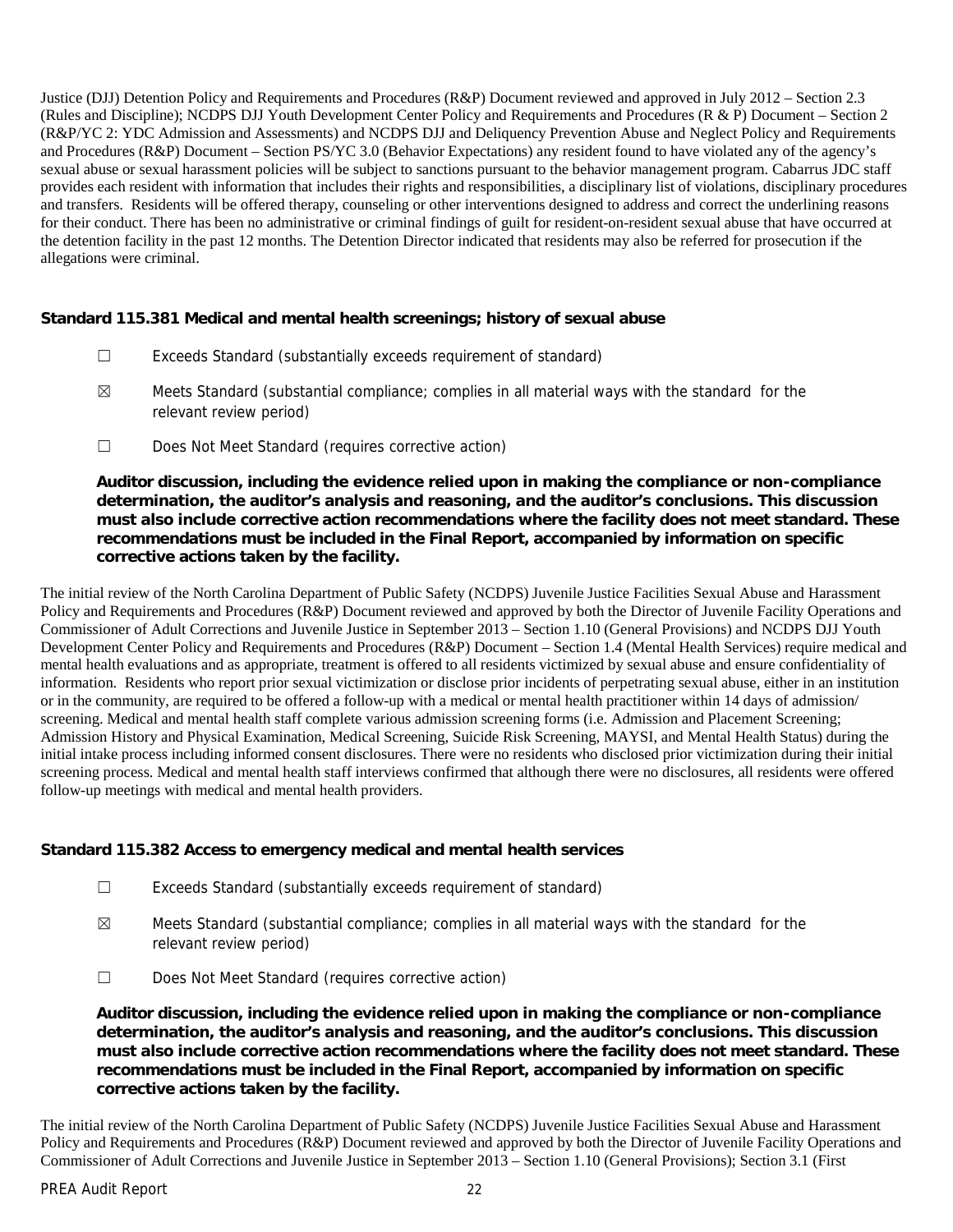Justice (DJJ) Detention Policy and Requirements and Procedures (R&P) Document reviewed and approved in July 2012 – Section 2.3 (Rules and Discipline); NCDPS DJJ Youth Development Center Policy and Requirements and Procedures (R & P) Document – Section 2 (R&P/YC 2: YDC Admission and Assessments) and NCDPS DJJ and Deliquency Prevention Abuse and Neglect Policy and Requirements and Procedures (R&P) Document – Section PS/YC 3.0 (Behavior Expectations) any resident found to have violated any of the agency's sexual abuse or sexual harassment policies will be subject to sanctions pursuant to the behavior management program. Cabarrus JDC staff provides each resident with information that includes their rights and responsibilities, a disciplinary list of violations, disciplinary procedures and transfers. Residents will be offered therapy, counseling or other interventions designed to address and correct the underlining reasons for their conduct. There has been no administrative or criminal findings of guilt for resident-on-resident sexual abuse that have occurred at the detention facility in the past 12 months. The Detention Director indicated that residents may also be referred for prosecution if the allegations were criminal.

### Standard 115.381 Medical and mental health screenings; history of sexual abuse

☐ Exceeds Standard (substantially exceeds requirement of standard)

☒ Meets Standard (substantial compliance; complies in all material ways with the standard for the relevant review period)

☐ Does Not Meet Standard (requires corrective action)

**Auditor discussion, including the evidence relied upon in making the compliance or non-compliance determination, the auditor's analysis and reasoning, and the auditor's conclusions. This discussion must also include corrective action recommendations where the facility does not meet standard. These recommendations must be included in the Final Report, accompanied by information on specific corrective actions taken by the facility.**

The initial review of the North Carolina Department of Public Safety (NCDPS) Juvenile Justice Facilities Sexual Abuse and Harassment Policy and Requirements and Procedures (R&P) Document reviewed and approved by both the Director of Juvenile Facility Operations and Commissioner of Adult Corrections and Juvenile Justice in September 2013 – Section 1.10 (General Provisions) and NCDPS DJJ Youth Development Center Policy and Requirements and Procedures (R&P) Document – Section 1.4 (Mental Health Services) require medical and mental health evaluations and as appropriate, treatment is offered to all residents victimized by sexual abuse and ensure confidentiality of information. Residents who report prior sexual victimization or disclose prior incidents of perpetrating sexual abuse, either in an institution or in the community, are required to be offered a follow-up with a medical or mental health practitioner within 14 days of admission/ screening. Medical and mental health staff complete various admission screening forms (i.e. Admission and Placement Screening; Admission History and Physical Examination, Medical Screening, Suicide Risk Screening, MAYSI, and Mental Health Status) during the initial intake process including informed consent disclosures. There were no residents who disclosed prior victimization during their initial screening process. Medical and mental health staff interviews confirmed that although there were no disclosures, all residents were offered follow-up meetings with medical and mental health providers.

### Standard 115.382 Access to emergency medical and mental health services

☐ Exceeds Standard (substantially exceeds requirement of standard)

☒ Meets Standard (substantial compliance; complies in all material ways with the standard for the relevant review period)

☐ Does Not Meet Standard (requires corrective action)

**Auditor discussion, including the evidence relied upon in making the compliance or non-compliance determination, the auditor's analysis and reasoning, and the auditor's conclusions. This discussion must also include corrective action recommendations where the facility does not meet standard. These recommendations must be included in the Final Report, accompanied by information on specific corrective actions taken by the facility.**

The initial review of the North Carolina Department of Public Safety (NCDPS) Juvenile Justice Facilities Sexual Abuse and Harassment Policy and Requirements and Procedures (R&P) Document reviewed and approved by both the Director of Juvenile Facility Operations and Commissioner of Adult Corrections and Juvenile Justice in September 2013 – Section 1.10 (General Provisions); Section 3.1 (First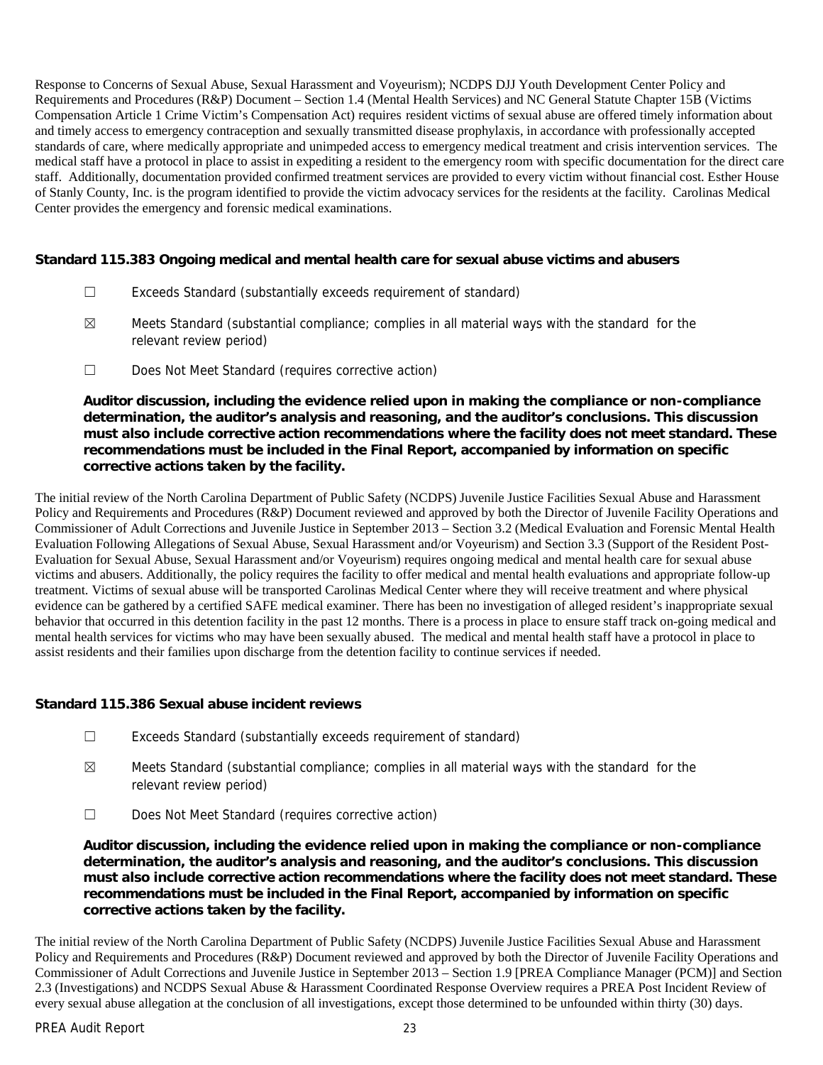Response to Concerns of Sexual Abuse, Sexual Harassment and Voyeurism); NCDPS DJJ Youth Development Center Policy and Requirements and Procedures (R&P) Document – Section 1.4 (Mental Health Services) and NC General Statute Chapter 15B (Victims Compensation Article 1 Crime Victim's Compensation Act) requires resident victims of sexual abuse are offered timely information about and timely access to emergency contraception and sexually transmitted disease prophylaxis, in accordance with professionally accepted standards of care, where medically appropriate and unimpeded access to emergency medical treatment and crisis intervention services. The medical staff have a protocol in place to assist in expediting a resident to the emergency room with specific documentation for the direct care staff. Additionally, documentation provided confirmed treatment services are provided to every victim without financial cost. Esther House of Stanly County, Inc. is the program identified to provide the victim advocacy services for the residents at the facility. Carolinas Medical Center provides the emergency and forensic medical examinations.

**Standard 115.383 Ongoing medical and mental health care for sexual abuse victims and abusers**

☐ Exceeds Standard (substantially exceeds requirement of standard)

☒ Meets Standard (substantial compliance; complies in all material ways with the standard for the relevant review period)

☐ Does Not Meet Standard (requires corrective action)

**Auditor discussion, including the evidence relied upon in making the compliance or non-compliance determination, the auditor's analysis and reasoning, and the auditor's conclusions. This discussion must also include corrective action recommendations where the facility does not meet standard. These recommendations must be included in the Final Report, accompanied by information on specific corrective actions taken by the facility.**

The initial review of the North Carolina Department of Public Safety (NCDPS) Juvenile Justice Facilities Sexual Abuse and Harassment Policy and Requirements and Procedures (R&P) Document reviewed and approved by both the Director of Juvenile Facility Operations and Commissioner of Adult Corrections and Juvenile Justice in September 2013 – Section 3.2 (Medical Evaluation and Forensic Mental Health Evaluation Following Allegations of Sexual Abuse, Sexual Harassment and/or Voyeurism) and Section 3.3 (Support of the Resident Post-Evaluation for Sexual Abuse, Sexual Harassment and/or Voyeurism) requires ongoing medical and mental health care for sexual abuse victims and abusers. Additionally, the policy requires the facility to offer medical and mental health evaluations and appropriate follow-up treatment. Victims of sexual abuse will be transported Carolinas Medical Center where they will receive treatment and where physical evidence can be gathered by a certified SAFE medical examiner. There has been no investigation of alleged resident's inappropriate sexual behavior that occurred in this detention facility in the past 12 months. There is a process in place to ensure staff track on-going medical and mental health services for victims who may have been sexually abused. The medical and mental health staff have a protocol in place to assist residents and their families upon discharge from the detention facility to continue services if needed.

**Standard 115.386 Sexual abuse incident reviews**

☐ Exceeds Standard (substantially exceeds requirement of standard)

☒ Meets Standard (substantial compliance; complies in all material ways with the standard for the relevant review period)

☐ Does Not Meet Standard (requires corrective action)

**Auditor discussion, including the evidence relied upon in making the compliance or non-compliance determination, the auditor's analysis and reasoning, and the auditor's conclusions. This discussion must also include corrective action recommendations where the facility does not meet standard. These recommendations must be included in the Final Report, accompanied by information on specific corrective actions taken by the facility.**

The initial review of the North Carolina Department of Public Safety (NCDPS) Juvenile Justice Facilities Sexual Abuse and Harassment Policy and Requirements and Procedures (R&P) Document reviewed and approved by both the Director of Juvenile Facility Operations and Commissioner of Adult Corrections and Juvenile Justice in September 2013 – Section 1.9 [PREA Compliance Manager (PCM)] and Section 2.3 (Investigations) and NCDPS Sexual Abuse & Harassment Coordinated Response Overview requires a PREA Post Incident Review of every sexual abuse allegation at the conclusion of all investigations, except those determined to be unfounded within thirty (30) days.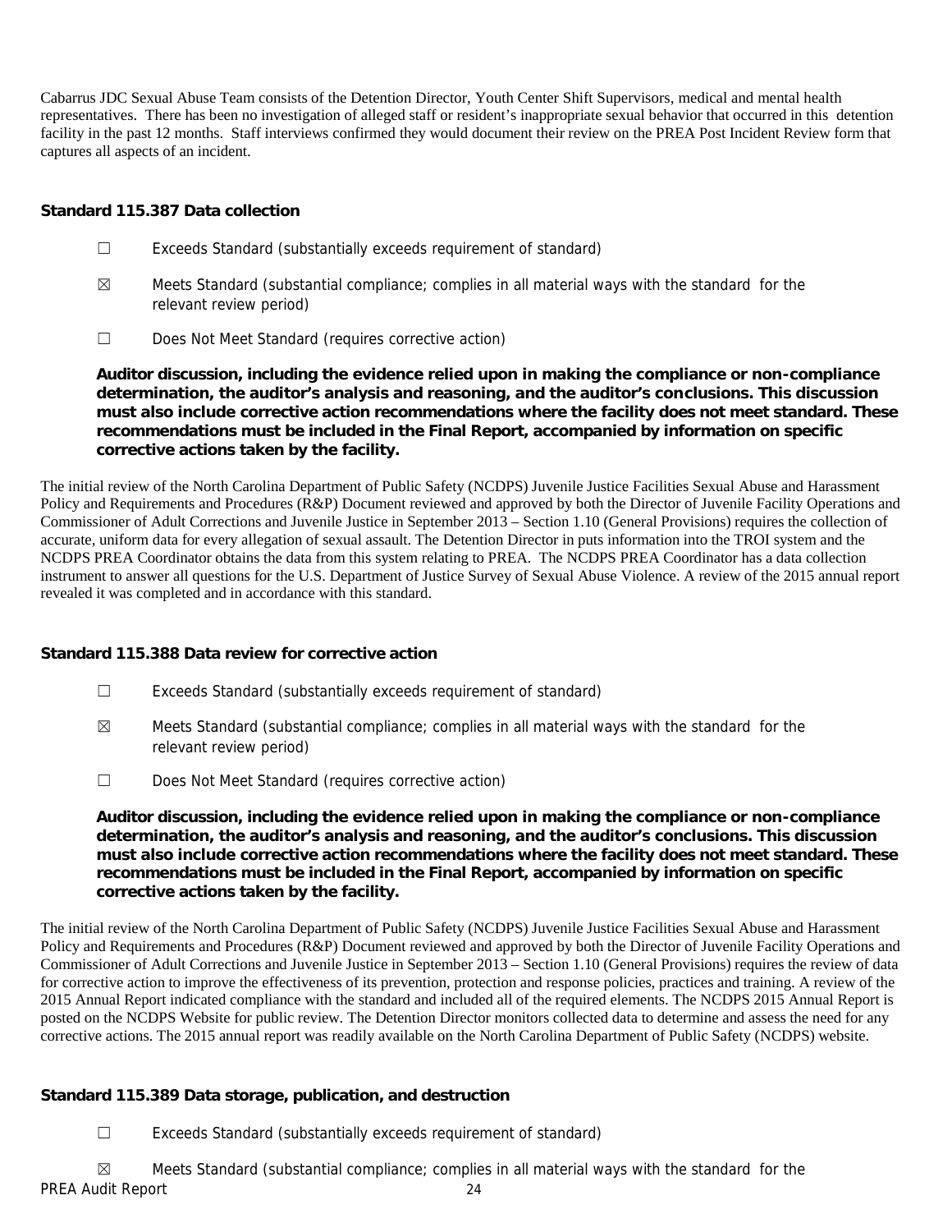Cabarrus JDC Sexual Abuse Team consists of the Detention Director, Youth Center Shift Supervisors, medical and mental health representatives. There has been no investigation of alleged staff or resident's inappropriate sexual behavior that occurred in this detention facility in the past 12 months. Staff interviews confirmed they would document their review on the PREA Post Incident Review form that captures all aspects of an incident.

### Standard 115.387 Data collection

☐ Exceeds Standard (substantially exceeds requirement of standard)

☒ Meets Standard (substantial compliance; complies in all material ways with the standard for the relevant review period)

☐ Does Not Meet Standard (requires corrective action)

**Auditor discussion, including the evidence relied upon in making the compliance or non-compliance determination, the auditor's analysis and reasoning, and the auditor's conclusions. This discussion must also include corrective action recommendations where the facility does not meet standard. These recommendations must be included in the Final Report, accompanied by information on specific corrective actions taken by the facility.**

The initial review of the North Carolina Department of Public Safety (NCDPS) Juvenile Justice Facilities Sexual Abuse and Harassment Policy and Requirements and Procedures (R&P) Document reviewed and approved by both the Director of Juvenile Facility Operations and Commissioner of Adult Corrections and Juvenile Justice in September 2013 – Section 1.10 (General Provisions) requires the collection of accurate, uniform data for every allegation of sexual assault. The Detention Director in puts information into the TROI system and the NCDPS PREA Coordinator obtains the data from this system relating to PREA. The NCDPS PREA Coordinator has a data collection instrument to answer all questions for the U.S. Department of Justice Survey of Sexual Abuse Violence. A review of the 2015 annual report revealed it was completed and in accordance with this standard.

### Standard 115.388 Data review for corrective action

☐ Exceeds Standard (substantially exceeds requirement of standard)

☒ Meets Standard (substantial compliance; complies in all material ways with the standard for the relevant review period)

☐ Does Not Meet Standard (requires corrective action)

**Auditor discussion, including the evidence relied upon in making the compliance or non-compliance determination, the auditor's analysis and reasoning, and the auditor's conclusions. This discussion must also include corrective action recommendations where the facility does not meet standard. These recommendations must be included in the Final Report, accompanied by information on specific corrective actions taken by the facility.**

The initial review of the North Carolina Department of Public Safety (NCDPS) Juvenile Justice Facilities Sexual Abuse and Harassment Policy and Requirements and Procedures (R&P) Document reviewed and approved by both the Director of Juvenile Facility Operations and Commissioner of Adult Corrections and Juvenile Justice in September 2013 – Section 1.10 (General Provisions) requires the review of data for corrective action to improve the effectiveness of its prevention, protection and response policies, practices and training. A review of the 2015 Annual Report indicated compliance with the standard and included all of the required elements. The NCDPS 2015 Annual Report is posted on the NCDPS Website for public review. The Detention Director monitors collected data to determine and assess the need for any corrective actions. The 2015 annual report was readily available on the North Carolina Department of Public Safety (NCDPS) website.

### Standard 115.389 Data storage, publication, and destruction

☐ Exceeds Standard (substantially exceeds requirement of standard)

☒ Meets Standard (substantial compliance; complies in all material ways with the standard for the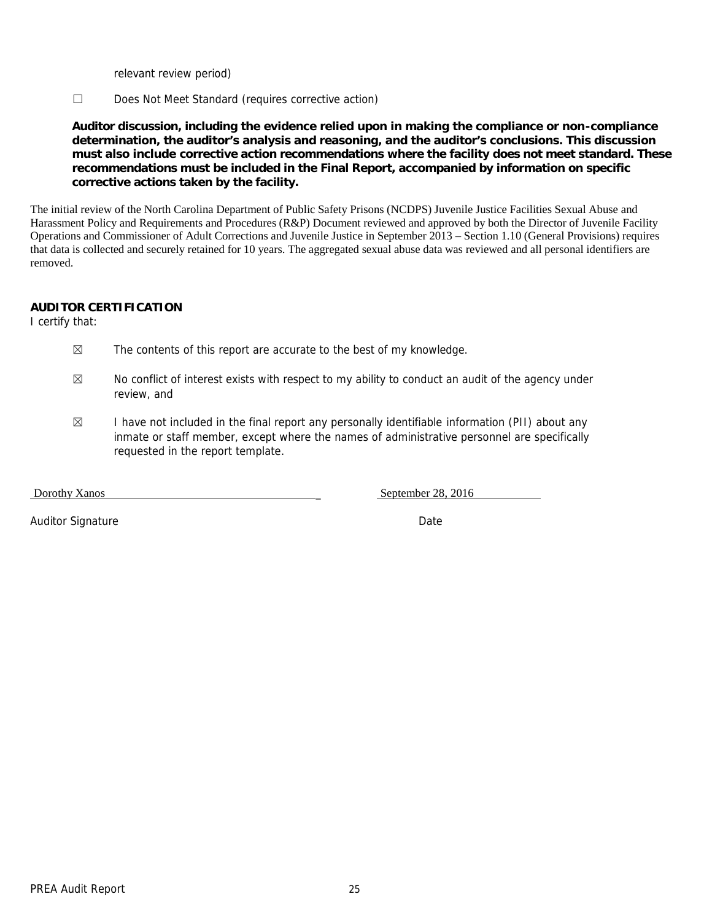relevant review period)

☐ Does Not Meet Standard (requires corrective action)

**Auditor discussion, including the evidence relied upon in making the compliance or non-compliance determination, the auditor's analysis and reasoning, and the auditor's conclusions. This discussion must also include corrective action recommendations where the facility does not meet standard. These recommendations must be included in the Final Report, accompanied by information on specific corrective actions taken by the facility.**

The initial review of the North Carolina Department of Public Safety Prisons (NCDPS) Juvenile Justice Facilities Sexual Abuse and Harassment Policy and Requirements and Procedures (R&P) Document reviewed and approved by both the Director of Juvenile Facility Operations and Commissioner of Adult Corrections and Juvenile Justice in September 2013 – Section 1.10 (General Provisions) requires that data is collected and securely retained for 10 years. The aggregated sexual abuse data was reviewed and all personal identifiers are removed.

**AUDITOR CERTIFICATION**

I certify that:

☒ The contents of this report are accurate to the best of my knowledge.

☒ No conflict of interest exists with respect to my ability to conduct an audit of the agency under review, and

☒ I have not included in the final report any personally identifiable information (PII) about any inmate or staff member, except where the names of administrative personnel are specifically requested in the report template.

Dorothy Xanos ____________________ September 28, 2016

Auditor Signature Date